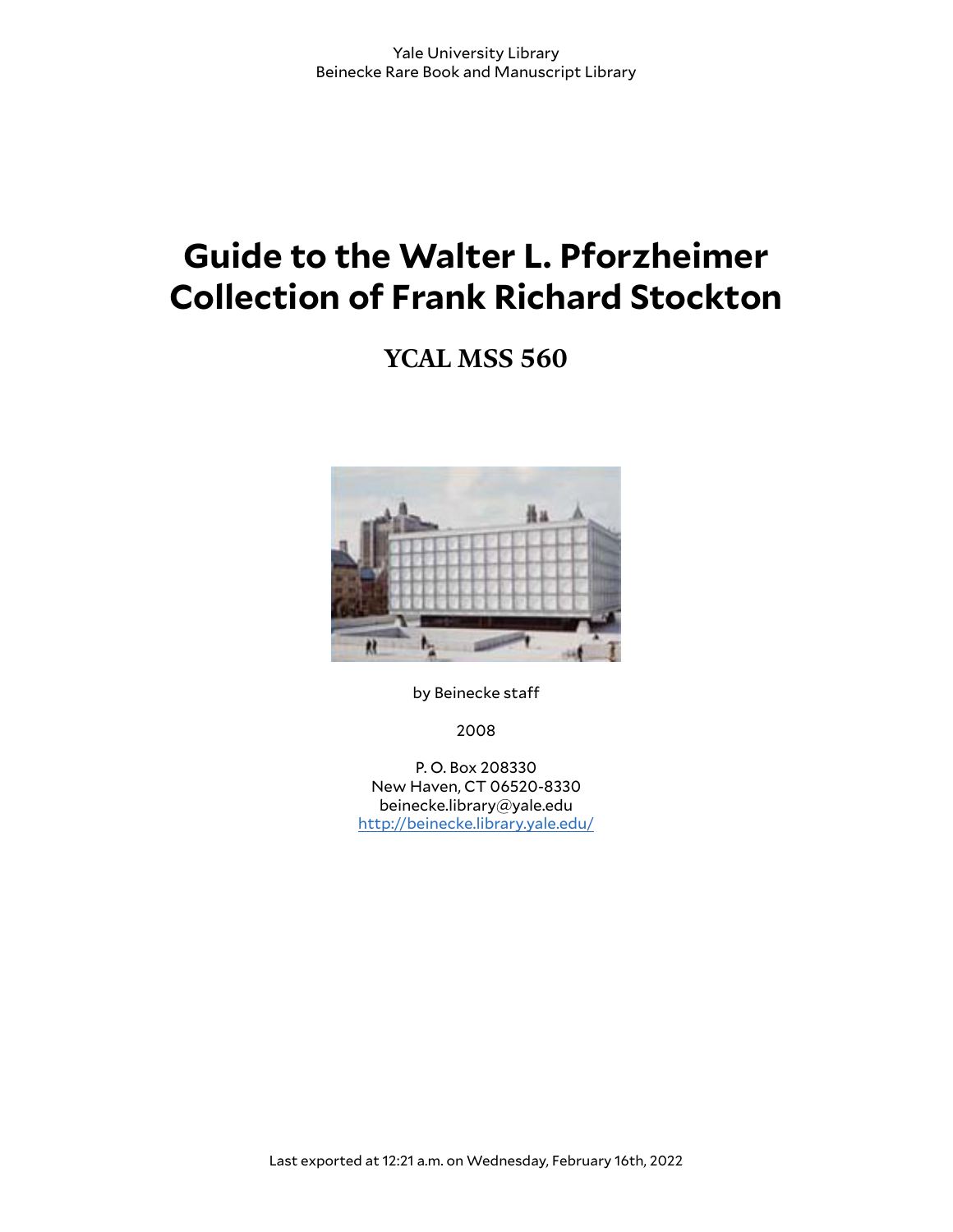Yale University Library
Beinecke Rare Book and Manuscript Library

# Guide to the Walter L. Pforzheimer Collection of Frank Richard Stockton

## YCAL MSS 560

by Beinecke staff

2008

P. O. Box 208330
New Haven, CT 06520-8330
beinecke.library@yale.edu
http://beinecke.library.yale.edu/

Last exported at 12:21 a.m. on Wednesday, February 16th, 2022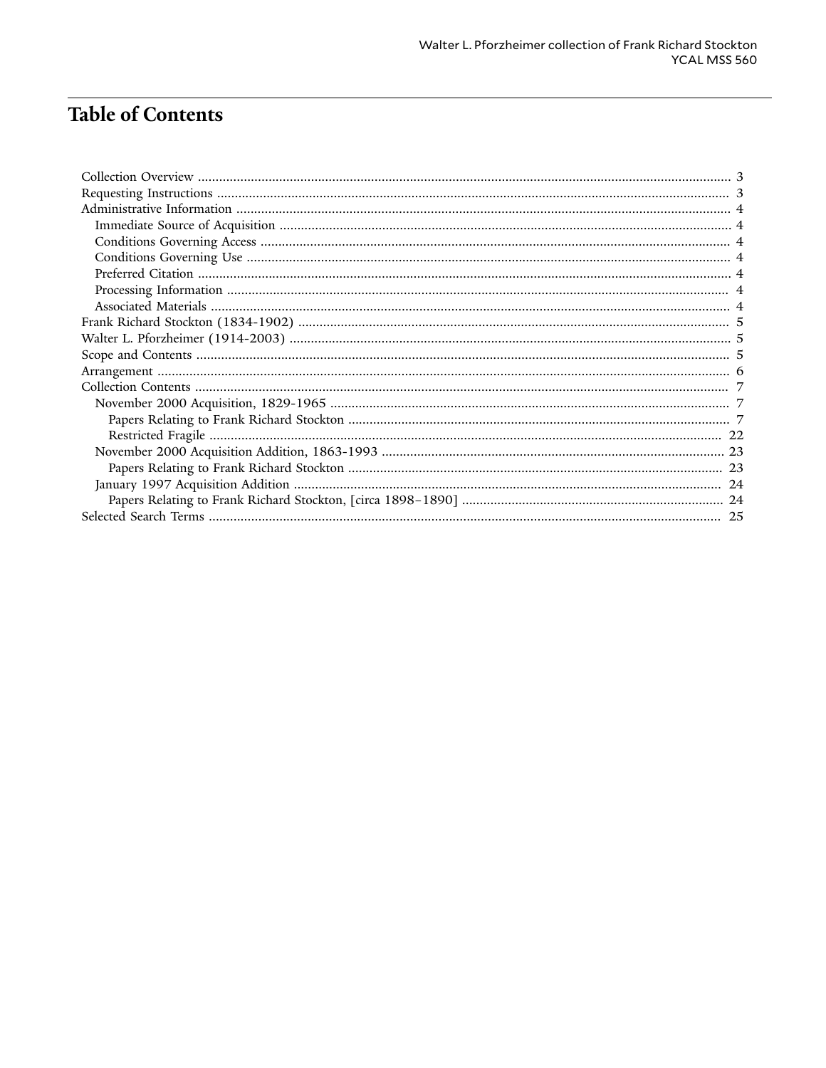# Table of Contents

- Collection Overview ..... 3
- Requesting Instructions ..... 3
- Administrative Information ..... 4
  - Immediate Source of Acquisition ..... 4
  - Conditions Governing Access ..... 4
  - Conditions Governing Use ..... 4
  - Preferred Citation ..... 4
  - Processing Information ..... 4
  - Associated Materials ..... 4
- Frank Richard Stockton (1834-1902) ..... 5
- Walter L. Pforzheimer (1914-2003) ..... 5
- Scope and Contents ..... 5
- Arrangement ..... 6
- Collection Contents ..... 7
  - November 2000 Acquisition, 1829-1965 ..... 7
    - Papers Relating to Frank Richard Stockton ..... 7
    - Restricted Fragile ..... 22
  - November 2000 Acquisition Addition, 1863-1993 ..... 23
    - Papers Relating to Frank Richard Stockton ..... 23
  - January 1997 Acquisition Addition ..... 24
    - Papers Relating to Frank Richard Stockton, [circa 1898–1890] ..... 24
- Selected Search Terms ..... 25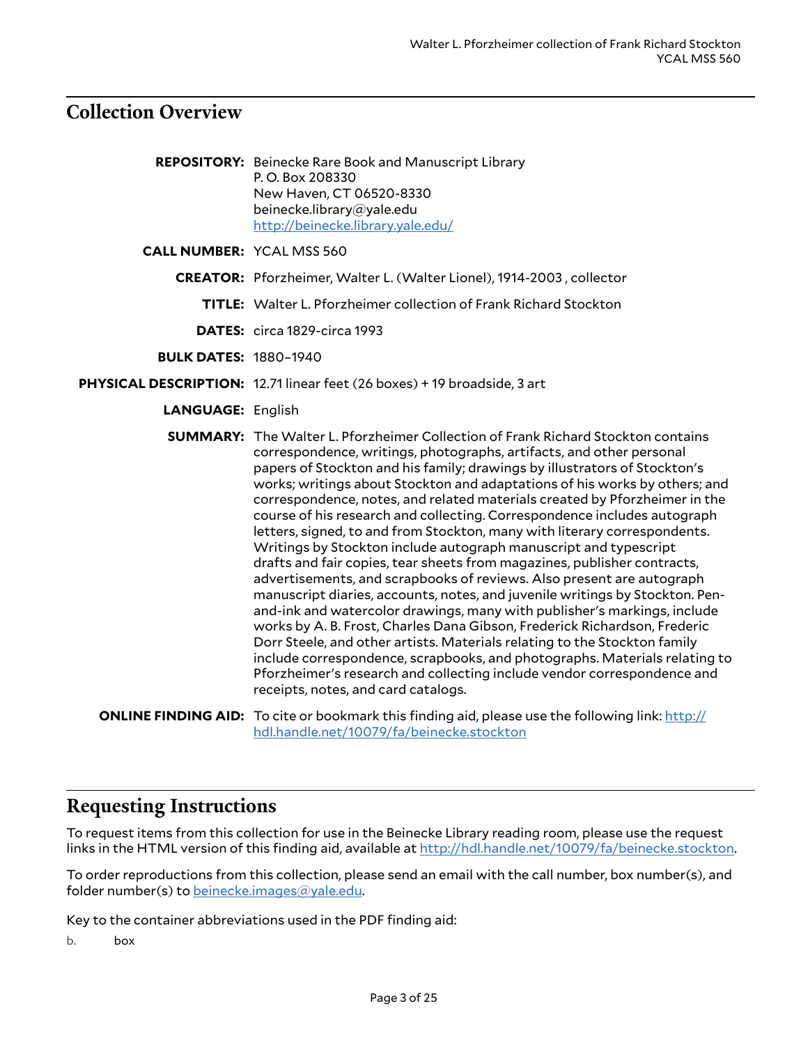## Collection Overview

**REPOSITORY:** Beinecke Rare Book and Manuscript Library
P. O. Box 208330
New Haven, CT 06520-8330
beinecke.library@yale.edu
http://beinecke.library.yale.edu/

**CALL NUMBER:** YCAL MSS 560

**CREATOR:** Pforzheimer, Walter L. (Walter Lionel), 1914-2003 , collector

**TITLE:** Walter L. Pforzheimer collection of Frank Richard Stockton

**DATES:** circa 1829-circa 1993

**BULK DATES:** 1880–1940

**PHYSICAL DESCRIPTION:** 12.71 linear feet (26 boxes) + 19 broadside, 3 art

**LANGUAGE:** English

**SUMMARY:** The Walter L. Pforzheimer Collection of Frank Richard Stockton contains correspondence, writings, photographs, artifacts, and other personal papers of Stockton and his family; drawings by illustrators of Stockton's works; writings about Stockton and adaptations of his works by others; and correspondence, notes, and related materials created by Pforzheimer in the course of his research and collecting. Correspondence includes autograph letters, signed, to and from Stockton, many with literary correspondents. Writings by Stockton include autograph manuscript and typescript drafts and fair copies, tear sheets from magazines, publisher contracts, advertisements, and scrapbooks of reviews. Also present are autograph manuscript diaries, accounts, notes, and juvenile writings by Stockton. Pen-and-ink and watercolor drawings, many with publisher's markings, include works by A. B. Frost, Charles Dana Gibson, Frederick Richardson, Frederic Dorr Steele, and other artists. Materials relating to the Stockton family include correspondence, scrapbooks, and photographs. Materials relating to Pforzheimer's research and collecting include vendor correspondence and receipts, notes, and card catalogs.

**ONLINE FINDING AID:** To cite or bookmark this finding aid, please use the following link: http://hdl.handle.net/10079/fa/beinecke.stockton

## Requesting Instructions

To request items from this collection for use in the Beinecke Library reading room, please use the request links in the HTML version of this finding aid, available at http://hdl.handle.net/10079/fa/beinecke.stockton.

To order reproductions from this collection, please send an email with the call number, box number(s), and folder number(s) to beinecke.images@yale.edu.

Key to the container abbreviations used in the PDF finding aid:

b. box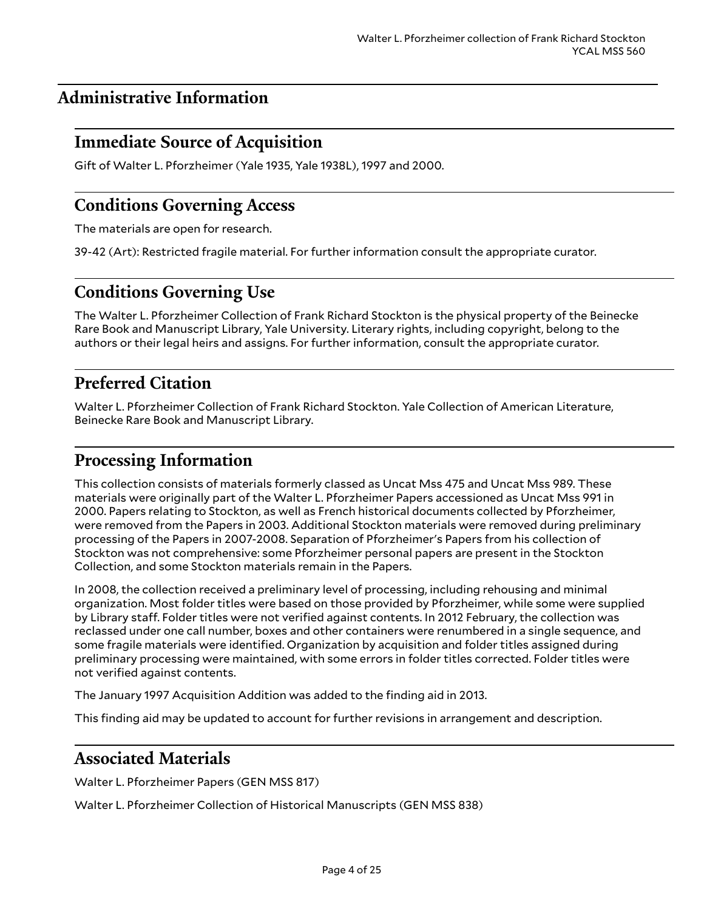## Administrative Information

### Immediate Source of Acquisition

Gift of Walter L. Pforzheimer (Yale 1935, Yale 1938L), 1997 and 2000.

### Conditions Governing Access

The materials are open for research.

39-42 (Art): Restricted fragile material. For further information consult the appropriate curator.

### Conditions Governing Use

The Walter L. Pforzheimer Collection of Frank Richard Stockton is the physical property of the Beinecke Rare Book and Manuscript Library, Yale University. Literary rights, including copyright, belong to the authors or their legal heirs and assigns. For further information, consult the appropriate curator.

### Preferred Citation

Walter L. Pforzheimer Collection of Frank Richard Stockton. Yale Collection of American Literature, Beinecke Rare Book and Manuscript Library.

### Processing Information

This collection consists of materials formerly classed as Uncat Mss 475 and Uncat Mss 989. These materials were originally part of the Walter L. Pforzheimer Papers accessioned as Uncat Mss 991 in 2000. Papers relating to Stockton, as well as French historical documents collected by Pforzheimer, were removed from the Papers in 2003. Additional Stockton materials were removed during preliminary processing of the Papers in 2007-2008. Separation of Pforzheimer's Papers from his collection of Stockton was not comprehensive: some Pforzheimer personal papers are present in the Stockton Collection, and some Stockton materials remain in the Papers.

In 2008, the collection received a preliminary level of processing, including rehousing and minimal organization. Most folder titles were based on those provided by Pforzheimer, while some were supplied by Library staff. Folder titles were not verified against contents. In 2012 February, the collection was reclassed under one call number, boxes and other containers were renumbered in a single sequence, and some fragile materials were identified. Organization by acquisition and folder titles assigned during preliminary processing were maintained, with some errors in folder titles corrected. Folder titles were not verified against contents.

The January 1997 Acquisition Addition was added to the finding aid in 2013.

This finding aid may be updated to account for further revisions in arrangement and description.

### Associated Materials

Walter L. Pforzheimer Papers (GEN MSS 817)

Walter L. Pforzheimer Collection of Historical Manuscripts (GEN MSS 838)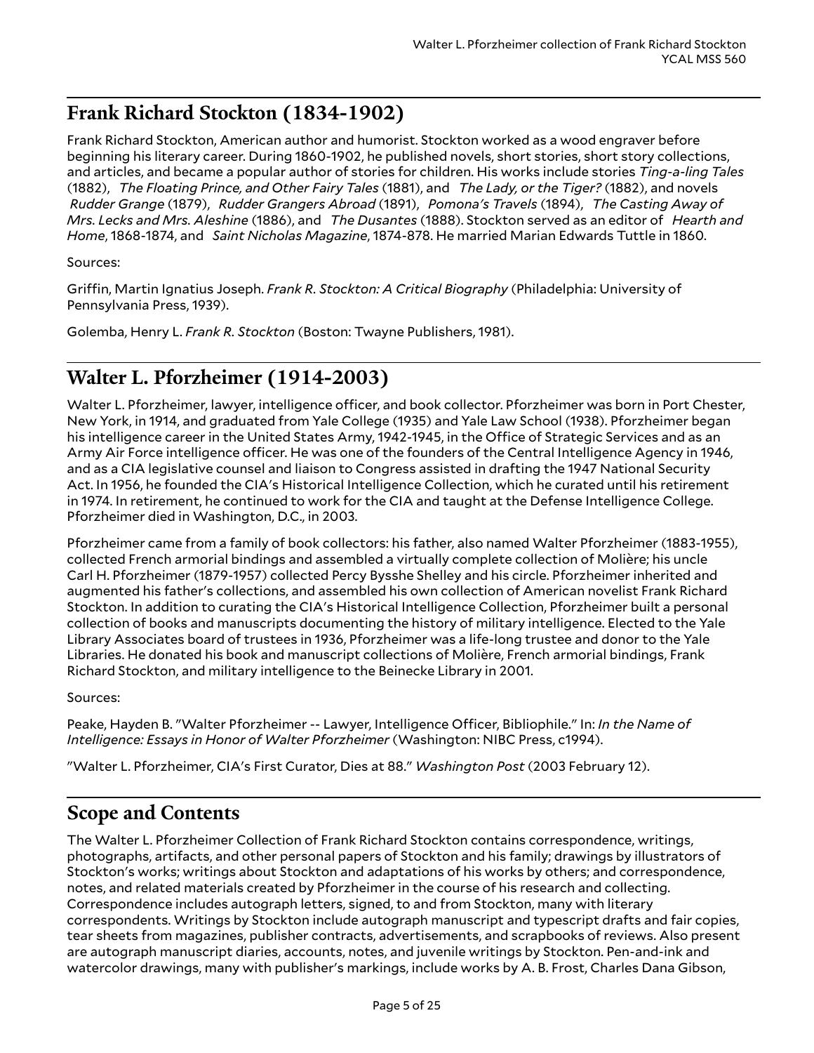## Frank Richard Stockton (1834-1902)

Frank Richard Stockton, American author and humorist. Stockton worked as a wood engraver before beginning his literary career. During 1860-1902, he published novels, short stories, short story collections, and articles, and became a popular author of stories for children. His works include stories *Ting-a-ling Tales* (1882), *The Floating Prince, and Other Fairy Tales* (1881), and *The Lady, or the Tiger?* (1882), and novels *Rudder Grange* (1879), *Rudder Grangers Abroad* (1891), *Pomona's Travels* (1894), *The Casting Away of Mrs. Lecks and Mrs. Aleshine* (1886), and *The Dusantes* (1888). Stockton served as an editor of *Hearth and Home*, 1868-1874, and *Saint Nicholas Magazine*, 1874-878. He married Marian Edwards Tuttle in 1860.

Sources:

Griffin, Martin Ignatius Joseph. *Frank R. Stockton: A Critical Biography* (Philadelphia: University of Pennsylvania Press, 1939).

Golemba, Henry L. *Frank R. Stockton* (Boston: Twayne Publishers, 1981).

## Walter L. Pforzheimer (1914-2003)

Walter L. Pforzheimer, lawyer, intelligence officer, and book collector. Pforzheimer was born in Port Chester, New York, in 1914, and graduated from Yale College (1935) and Yale Law School (1938). Pforzheimer began his intelligence career in the United States Army, 1942-1945, in the Office of Strategic Services and as an Army Air Force intelligence officer. He was one of the founders of the Central Intelligence Agency in 1946, and as a CIA legislative counsel and liaison to Congress assisted in drafting the 1947 National Security Act. In 1956, he founded the CIA's Historical Intelligence Collection, which he curated until his retirement in 1974. In retirement, he continued to work for the CIA and taught at the Defense Intelligence College. Pforzheimer died in Washington, D.C., in 2003.

Pforzheimer came from a family of book collectors: his father, also named Walter Pforzheimer (1883-1955), collected French armorial bindings and assembled a virtually complete collection of Molière; his uncle Carl H. Pforzheimer (1879-1957) collected Percy Bysshe Shelley and his circle. Pforzheimer inherited and augmented his father's collections, and assembled his own collection of American novelist Frank Richard Stockton. In addition to curating the CIA's Historical Intelligence Collection, Pforzheimer built a personal collection of books and manuscripts documenting the history of military intelligence. Elected to the Yale Library Associates board of trustees in 1936, Pforzheimer was a life-long trustee and donor to the Yale Libraries. He donated his book and manuscript collections of Molière, French armorial bindings, Frank Richard Stockton, and military intelligence to the Beinecke Library in 2001.

Sources:

Peake, Hayden B. "Walter Pforzheimer -- Lawyer, Intelligence Officer, Bibliophile." In: *In the Name of Intelligence: Essays in Honor of Walter Pforzheimer* (Washington: NIBC Press, c1994).

"Walter L. Pforzheimer, CIA's First Curator, Dies at 88." *Washington Post* (2003 February 12).

## Scope and Contents

The Walter L. Pforzheimer Collection of Frank Richard Stockton contains correspondence, writings, photographs, artifacts, and other personal papers of Stockton and his family; drawings by illustrators of Stockton's works; writings about Stockton and adaptations of his works by others; and correspondence, notes, and related materials created by Pforzheimer in the course of his research and collecting. Correspondence includes autograph letters, signed, to and from Stockton, many with literary correspondents. Writings by Stockton include autograph manuscript and typescript drafts and fair copies, tear sheets from magazines, publisher contracts, advertisements, and scrapbooks of reviews. Also present are autograph manuscript diaries, accounts, notes, and juvenile writings by Stockton. Pen-and-ink and watercolor drawings, many with publisher's markings, include works by A. B. Frost, Charles Dana Gibson,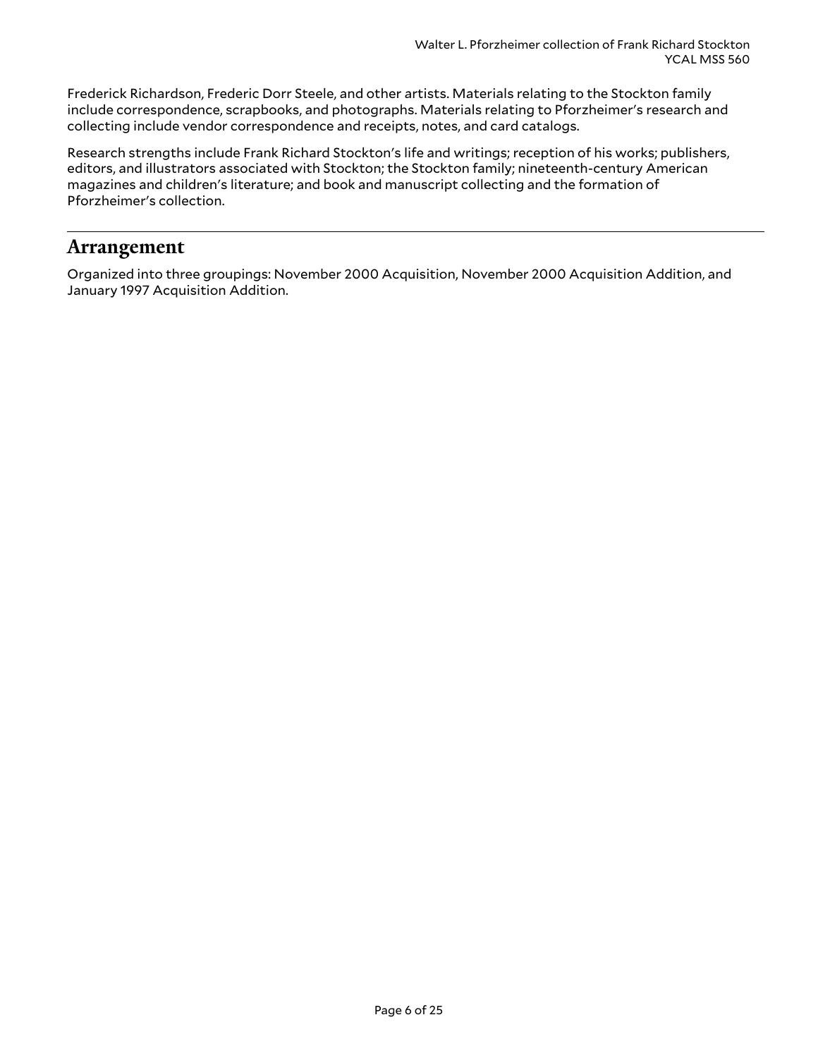Frederick Richardson, Frederic Dorr Steele, and other artists. Materials relating to the Stockton family include correspondence, scrapbooks, and photographs. Materials relating to Pforzheimer's research and collecting include vendor correspondence and receipts, notes, and card catalogs.

Research strengths include Frank Richard Stockton's life and writings; reception of his works; publishers, editors, and illustrators associated with Stockton; the Stockton family; nineteenth-century American magazines and children's literature; and book and manuscript collecting and the formation of Pforzheimer's collection.

## Arrangement

Organized into three groupings: November 2000 Acquisition, November 2000 Acquisition Addition, and January 1997 Acquisition Addition.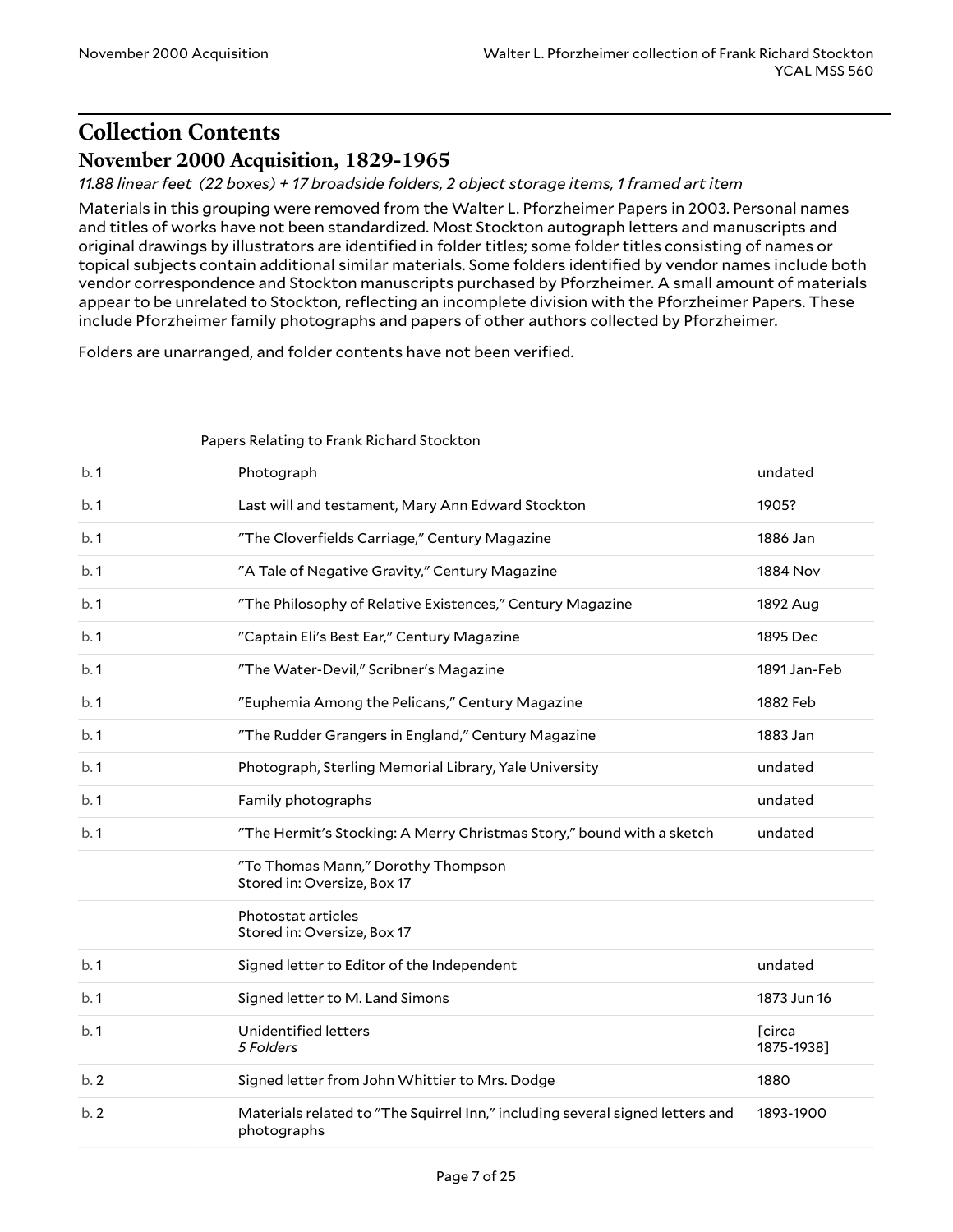# Collection Contents

## November 2000 Acquisition, 1829-1965

*11.88 linear feet (22 boxes) + 17 broadside folders, 2 object storage items, 1 framed art item*

Materials in this grouping were removed from the Walter L. Pforzheimer Papers in 2003. Personal names and titles of works have not been standardized. Most Stockton autograph letters and manuscripts and original drawings by illustrators are identified in folder titles; some folder titles consisting of names or topical subjects contain additional similar materials. Some folders identified by vendor names include both vendor correspondence and Stockton manuscripts purchased by Pforzheimer. A small amount of materials appear to be unrelated to Stockton, reflecting an incomplete division with the Pforzheimer Papers. These include Pforzheimer family photographs and papers of other authors collected by Pforzheimer.

Folders are unarranged, and folder contents have not been verified.

Papers Relating to Frank Richard Stockton

| | | |
|---|---|---|
| b. 1 | Photograph | undated |
| b. 1 | Last will and testament, Mary Ann Edward Stockton | 1905? |
| b. 1 | "The Cloverfields Carriage," Century Magazine | 1886 Jan |
| b. 1 | "A Tale of Negative Gravity," Century Magazine | 1884 Nov |
| b. 1 | "The Philosophy of Relative Existences," Century Magazine | 1892 Aug |
| b. 1 | "Captain Eli's Best Ear," Century Magazine | 1895 Dec |
| b. 1 | "The Water-Devil," Scribner's Magazine | 1891 Jan-Feb |
| b. 1 | "Euphemia Among the Pelicans," Century Magazine | 1882 Feb |
| b. 1 | "The Rudder Grangers in England," Century Magazine | 1883 Jan |
| b. 1 | Photograph, Sterling Memorial Library, Yale University | undated |
| b. 1 | Family photographs | undated |
| b. 1 | "The Hermit's Stocking: A Merry Christmas Story," bound with a sketch | undated |
| | "To Thomas Mann," Dorothy Thompson<br>Stored in: Oversize, Box 17 | |
| | Photostat articles<br>Stored in: Oversize, Box 17 | |
| b. 1 | Signed letter to Editor of the Independent | undated |
| b. 1 | Signed letter to M. Land Simons | 1873 Jun 16 |
| b. 1 | Unidentified letters<br>*5 Folders* | [circa 1875-1938] |
| b. 2 | Signed letter from John Whittier to Mrs. Dodge | 1880 |
| b. 2 | Materials related to "The Squirrel Inn," including several signed letters and photographs | 1893-1900 |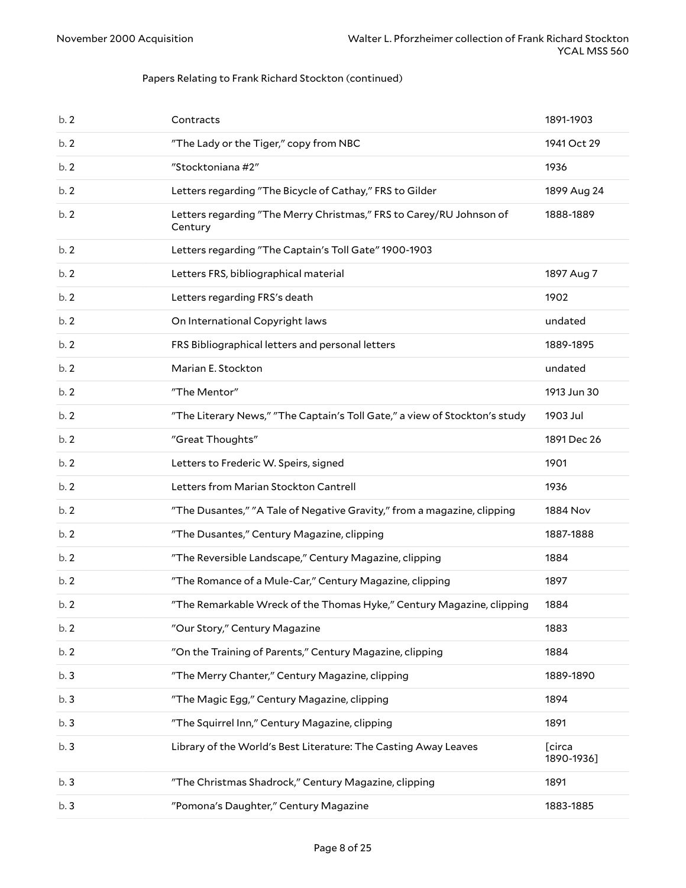Papers Relating to Frank Richard Stockton (continued)

| | | |
|---|---|---|
| b. 2 | Contracts | 1891-1903 |
| b. 2 | "The Lady or the Tiger," copy from NBC | 1941 Oct 29 |
| b. 2 | "Stocktoniana #2" | 1936 |
| b. 2 | Letters regarding "The Bicycle of Cathay," FRS to Gilder | 1899 Aug 24 |
| b. 2 | Letters regarding "The Merry Christmas," FRS to Carey/RU Johnson of Century | 1888-1889 |
| b. 2 | Letters regarding "The Captain's Toll Gate" 1900-1903 | |
| b. 2 | Letters FRS, bibliographical material | 1897 Aug 7 |
| b. 2 | Letters regarding FRS's death | 1902 |
| b. 2 | On International Copyright laws | undated |
| b. 2 | FRS Bibliographical letters and personal letters | 1889-1895 |
| b. 2 | Marian E. Stockton | undated |
| b. 2 | "The Mentor" | 1913 Jun 30 |
| b. 2 | "The Literary News," "The Captain's Toll Gate," a view of Stockton's study | 1903 Jul |
| b. 2 | "Great Thoughts" | 1891 Dec 26 |
| b. 2 | Letters to Frederic W. Speirs, signed | 1901 |
| b. 2 | Letters from Marian Stockton Cantrell | 1936 |
| b. 2 | "The Dusantes," "A Tale of Negative Gravity," from a magazine, clipping | 1884 Nov |
| b. 2 | "The Dusantes," Century Magazine, clipping | 1887-1888 |
| b. 2 | "The Reversible Landscape," Century Magazine, clipping | 1884 |
| b. 2 | "The Romance of a Mule-Car," Century Magazine, clipping | 1897 |
| b. 2 | "The Remarkable Wreck of the Thomas Hyke," Century Magazine, clipping | 1884 |
| b. 2 | "Our Story," Century Magazine | 1883 |
| b. 2 | "On the Training of Parents," Century Magazine, clipping | 1884 |
| b. 3 | "The Merry Chanter," Century Magazine, clipping | 1889-1890 |
| b. 3 | "The Magic Egg," Century Magazine, clipping | 1894 |
| b. 3 | "The Squirrel Inn," Century Magazine, clipping | 1891 |
| b. 3 | Library of the World's Best Literature: The Casting Away Leaves | [circa 1890-1936] |
| b. 3 | "The Christmas Shadrock," Century Magazine, clipping | 1891 |
| b. 3 | "Pomona's Daughter," Century Magazine | 1883-1885 |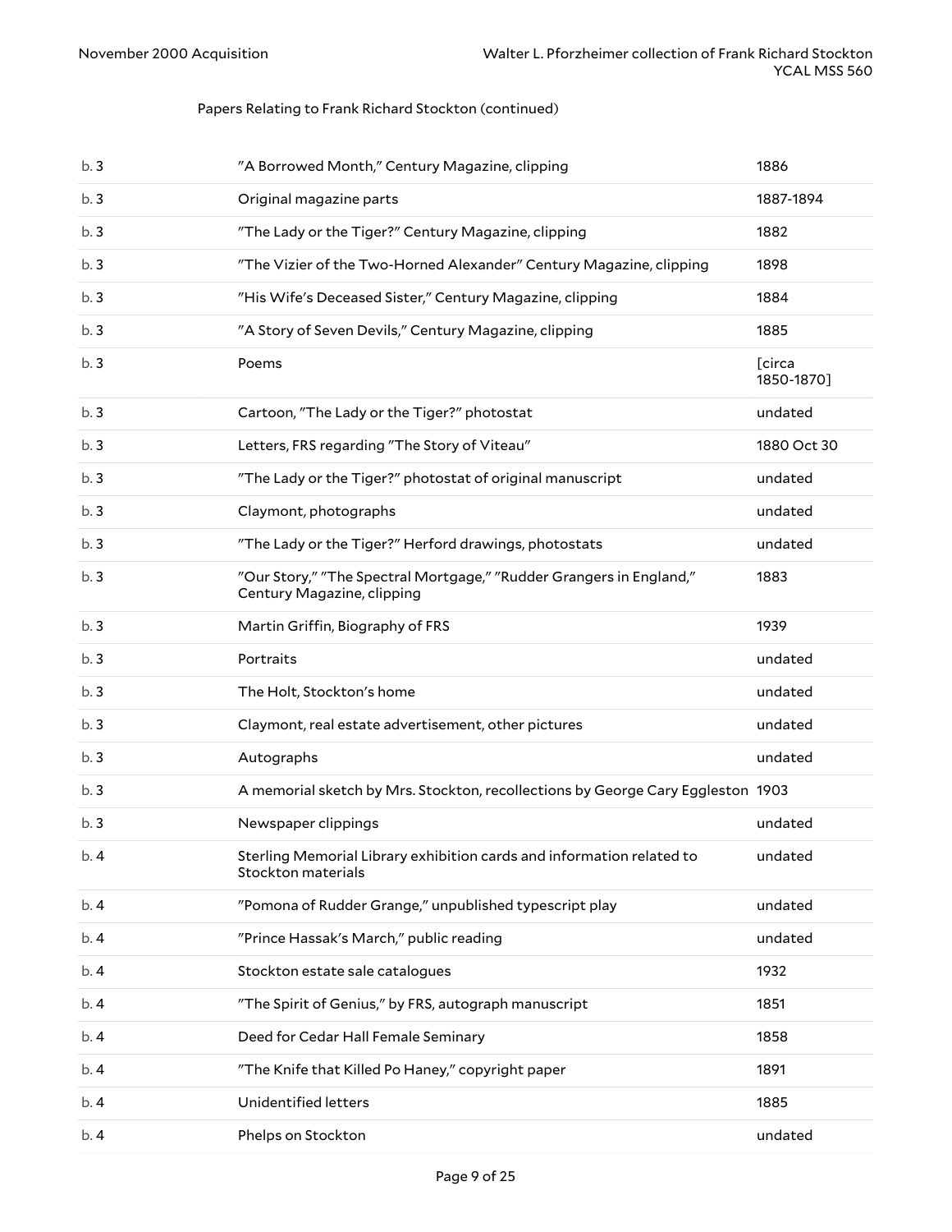Papers Relating to Frank Richard Stockton (continued)

| | | |
|---|---|---|
| b. 3 | "A Borrowed Month," Century Magazine, clipping | 1886 |
| b. 3 | Original magazine parts | 1887-1894 |
| b. 3 | "The Lady or the Tiger?" Century Magazine, clipping | 1882 |
| b. 3 | "The Vizier of the Two-Horned Alexander" Century Magazine, clipping | 1898 |
| b. 3 | "His Wife's Deceased Sister," Century Magazine, clipping | 1884 |
| b. 3 | "A Story of Seven Devils," Century Magazine, clipping | 1885 |
| b. 3 | Poems | [circa 1850-1870] |
| b. 3 | Cartoon, "The Lady or the Tiger?" photostat | undated |
| b. 3 | Letters, FRS regarding "The Story of Viteau" | 1880 Oct 30 |
| b. 3 | "The Lady or the Tiger?" photostat of original manuscript | undated |
| b. 3 | Claymont, photographs | undated |
| b. 3 | "The Lady or the Tiger?" Herford drawings, photostats | undated |
| b. 3 | "Our Story," "The Spectral Mortgage," "Rudder Grangers in England," Century Magazine, clipping | 1883 |
| b. 3 | Martin Griffin, Biography of FRS | 1939 |
| b. 3 | Portraits | undated |
| b. 3 | The Holt, Stockton's home | undated |
| b. 3 | Claymont, real estate advertisement, other pictures | undated |
| b. 3 | Autographs | undated |
| b. 3 | A memorial sketch by Mrs. Stockton, recollections by George Cary Eggleston | 1903 |
| b. 3 | Newspaper clippings | undated |
| b. 4 | Sterling Memorial Library exhibition cards and information related to Stockton materials | undated |
| b. 4 | "Pomona of Rudder Grange," unpublished typescript play | undated |
| b. 4 | "Prince Hassak's March," public reading | undated |
| b. 4 | Stockton estate sale catalogues | 1932 |
| b. 4 | "The Spirit of Genius," by FRS, autograph manuscript | 1851 |
| b. 4 | Deed for Cedar Hall Female Seminary | 1858 |
| b. 4 | "The Knife that Killed Po Haney," copyright paper | 1891 |
| b. 4 | Unidentified letters | 1885 |
| b. 4 | Phelps on Stockton | undated |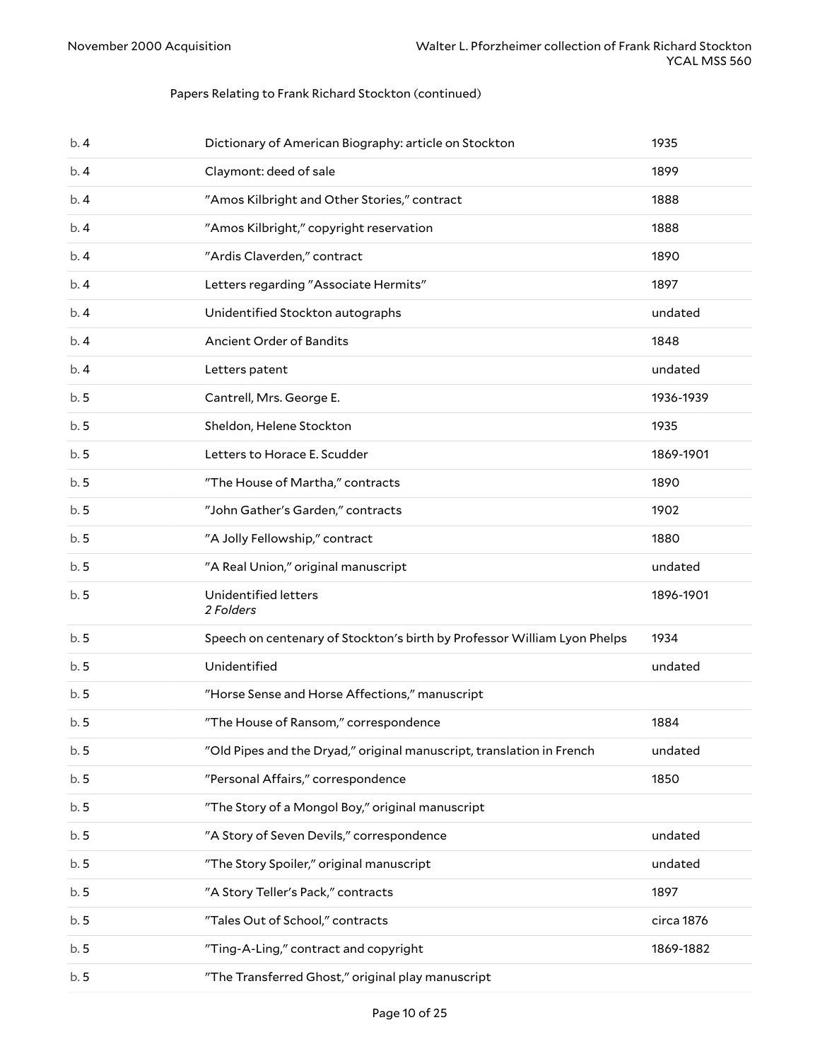Papers Relating to Frank Richard Stockton (continued)

| | | |
|---|---|---|
| b. 4 | Dictionary of American Biography: article on Stockton | 1935 |
| b. 4 | Claymont: deed of sale | 1899 |
| b. 4 | "Amos Kilbright and Other Stories," contract | 1888 |
| b. 4 | "Amos Kilbright," copyright reservation | 1888 |
| b. 4 | "Ardis Claverden," contract | 1890 |
| b. 4 | Letters regarding "Associate Hermits" | 1897 |
| b. 4 | Unidentified Stockton autographs | undated |
| b. 4 | Ancient Order of Bandits | 1848 |
| b. 4 | Letters patent | undated |
| b. 5 | Cantrell, Mrs. George E. | 1936-1939 |
| b. 5 | Sheldon, Helene Stockton | 1935 |
| b. 5 | Letters to Horace E. Scudder | 1869-1901 |
| b. 5 | "The House of Martha," contracts | 1890 |
| b. 5 | "John Gather's Garden," contracts | 1902 |
| b. 5 | "A Jolly Fellowship," contract | 1880 |
| b. 5 | "A Real Union," original manuscript | undated |
| b. 5 | Unidentified letters<br>*2 Folders* | 1896-1901 |
| b. 5 | Speech on centenary of Stockton's birth by Professor William Lyon Phelps | 1934 |
| b. 5 | Unidentified | undated |
| b. 5 | "Horse Sense and Horse Affections," manuscript | |
| b. 5 | "The House of Ransom," correspondence | 1884 |
| b. 5 | "Old Pipes and the Dryad," original manuscript, translation in French | undated |
| b. 5 | "Personal Affairs," correspondence | 1850 |
| b. 5 | "The Story of a Mongol Boy," original manuscript | |
| b. 5 | "A Story of Seven Devils," correspondence | undated |
| b. 5 | "The Story Spoiler," original manuscript | undated |
| b. 5 | "A Story Teller's Pack," contracts | 1897 |
| b. 5 | "Tales Out of School," contracts | circa 1876 |
| b. 5 | "Ting-A-Ling," contract and copyright | 1869-1882 |
| b. 5 | "The Transferred Ghost," original play manuscript | |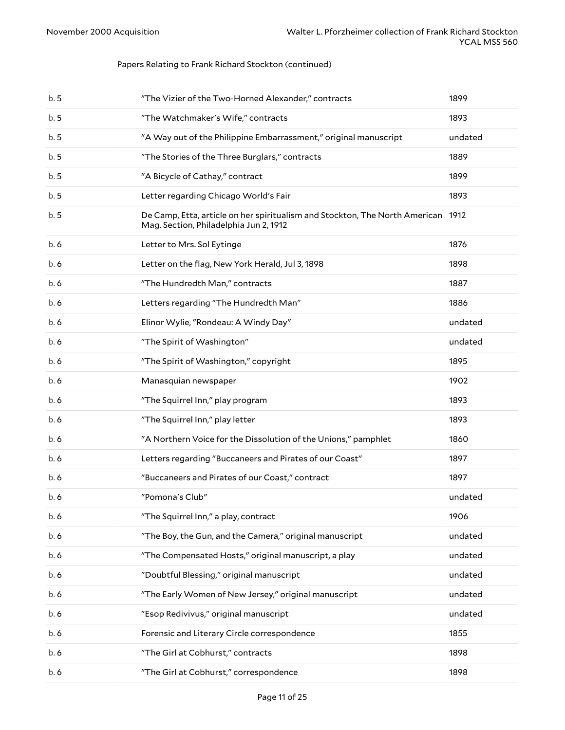Papers Relating to Frank Richard Stockton (continued)

| | | |
|---|---|---|
| b. 5 | "The Vizier of the Two-Horned Alexander," contracts | 1899 |
| b. 5 | "The Watchmaker's Wife," contracts | 1893 |
| b. 5 | "A Way out of the Philippine Embarrassment," original manuscript | undated |
| b. 5 | "The Stories of the Three Burglars," contracts | 1889 |
| b. 5 | "A Bicycle of Cathay," contract | 1899 |
| b. 5 | Letter regarding Chicago World's Fair | 1893 |
| b. 5 | De Camp, Etta, article on her spiritualism and Stockton, The North American Mag. Section, Philadelphia Jun 2, 1912 | 1912 |
| b. 6 | Letter to Mrs. Sol Eytinge | 1876 |
| b. 6 | Letter on the flag, New York Herald, Jul 3, 1898 | 1898 |
| b. 6 | "The Hundredth Man," contracts | 1887 |
| b. 6 | Letters regarding "The Hundredth Man" | 1886 |
| b. 6 | Elinor Wylie, "Rondeau: A Windy Day" | undated |
| b. 6 | "The Spirit of Washington" | undated |
| b. 6 | "The Spirit of Washington," copyright | 1895 |
| b. 6 | Manasquian newspaper | 1902 |
| b. 6 | "The Squirrel Inn," play program | 1893 |
| b. 6 | "The Squirrel Inn," play letter | 1893 |
| b. 6 | "A Northern Voice for the Dissolution of the Unions," pamphlet | 1860 |
| b. 6 | Letters regarding "Buccaneers and Pirates of our Coast" | 1897 |
| b. 6 | "Buccaneers and Pirates of our Coast," contract | 1897 |
| b. 6 | "Pomona's Club" | undated |
| b. 6 | "The Squirrel Inn," a play, contract | 1906 |
| b. 6 | "The Boy, the Gun, and the Camera," original manuscript | undated |
| b. 6 | "The Compensated Hosts," original manuscript, a play | undated |
| b. 6 | "Doubtful Blessing," original manuscript | undated |
| b. 6 | "The Early Women of New Jersey," original manuscript | undated |
| b. 6 | "Esop Redivivus," original manuscript | undated |
| b. 6 | Forensic and Literary Circle correspondence | 1855 |
| b. 6 | "The Girl at Cobhurst," contracts | 1898 |
| b. 6 | "The Girl at Cobhurst," correspondence | 1898 |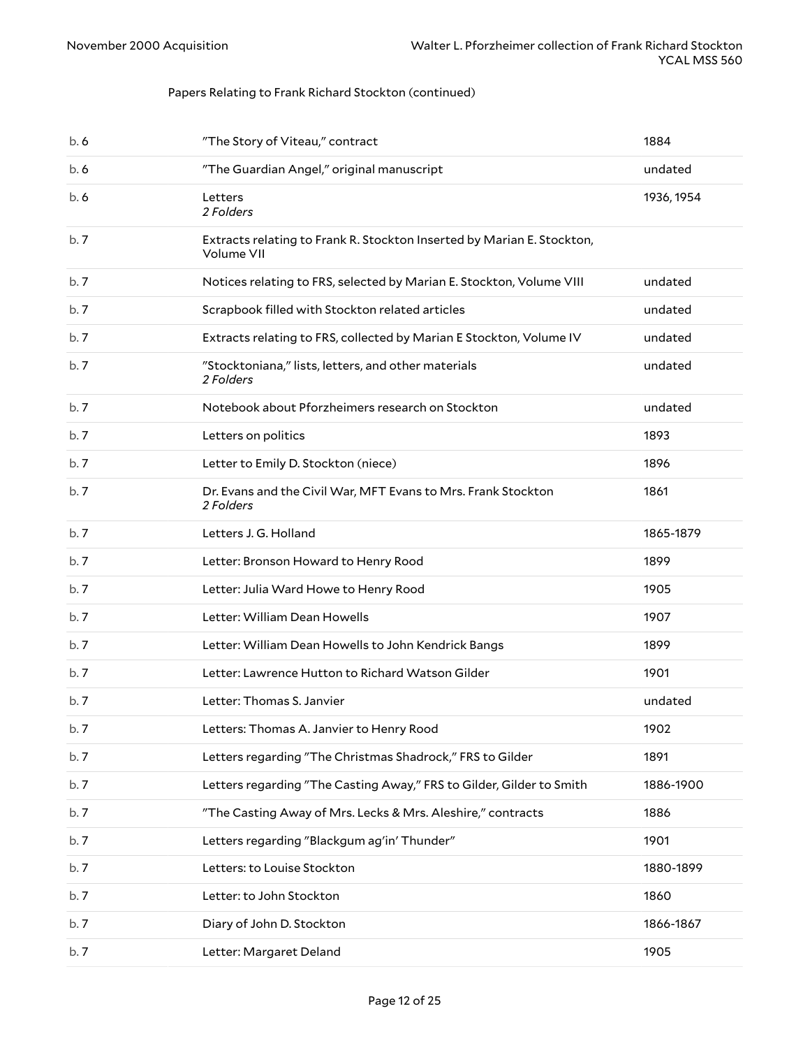Papers Relating to Frank Richard Stockton (continued)

| | | |
|---|---|---|
| b. 6 | "The Story of Viteau," contract | 1884 |
| b. 6 | "The Guardian Angel," original manuscript | undated |
| b. 6 | Letters<br>*2 Folders* | 1936, 1954 |
| b. 7 | Extracts relating to Frank R. Stockton Inserted by Marian E. Stockton, Volume VII | |
| b. 7 | Notices relating to FRS, selected by Marian E. Stockton, Volume VIII | undated |
| b. 7 | Scrapbook filled with Stockton related articles | undated |
| b. 7 | Extracts relating to FRS, collected by Marian E Stockton, Volume IV | undated |
| b. 7 | "Stocktoniana," lists, letters, and other materials<br>*2 Folders* | undated |
| b. 7 | Notebook about Pforzheimers research on Stockton | undated |
| b. 7 | Letters on politics | 1893 |
| b. 7 | Letter to Emily D. Stockton (niece) | 1896 |
| b. 7 | Dr. Evans and the Civil War, MFT Evans to Mrs. Frank Stockton<br>*2 Folders* | 1861 |
| b. 7 | Letters J. G. Holland | 1865-1879 |
| b. 7 | Letter: Bronson Howard to Henry Rood | 1899 |
| b. 7 | Letter: Julia Ward Howe to Henry Rood | 1905 |
| b. 7 | Letter: William Dean Howells | 1907 |
| b. 7 | Letter: William Dean Howells to John Kendrick Bangs | 1899 |
| b. 7 | Letter: Lawrence Hutton to Richard Watson Gilder | 1901 |
| b. 7 | Letter: Thomas S. Janvier | undated |
| b. 7 | Letters: Thomas A. Janvier to Henry Rood | 1902 |
| b. 7 | Letters regarding "The Christmas Shadrock," FRS to Gilder | 1891 |
| b. 7 | Letters regarding "The Casting Away," FRS to Gilder, Gilder to Smith | 1886-1900 |
| b. 7 | "The Casting Away of Mrs. Lecks & Mrs. Aleshire," contracts | 1886 |
| b. 7 | Letters regarding "Blackgum ag'in' Thunder" | 1901 |
| b. 7 | Letters: to Louise Stockton | 1880-1899 |
| b. 7 | Letter: to John Stockton | 1860 |
| b. 7 | Diary of John D. Stockton | 1866-1867 |
| b. 7 | Letter: Margaret Deland | 1905 |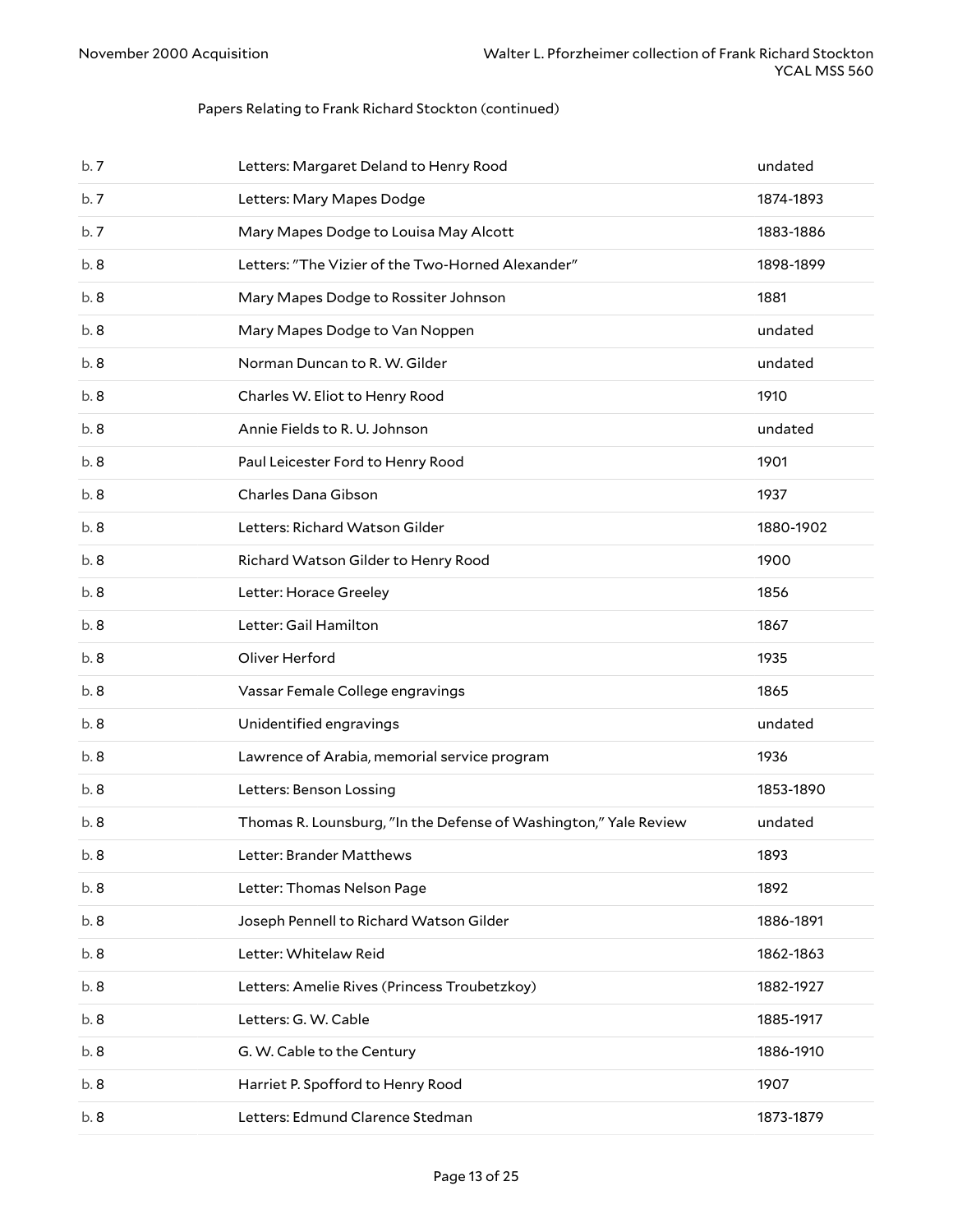Papers Relating to Frank Richard Stockton (continued)

| | | |
|---|---|---|
| b. 7 | Letters: Margaret Deland to Henry Rood | undated |
| b. 7 | Letters: Mary Mapes Dodge | 1874-1893 |
| b. 7 | Mary Mapes Dodge to Louisa May Alcott | 1883-1886 |
| b. 8 | Letters: "The Vizier of the Two-Horned Alexander" | 1898-1899 |
| b. 8 | Mary Mapes Dodge to Rossiter Johnson | 1881 |
| b. 8 | Mary Mapes Dodge to Van Noppen | undated |
| b. 8 | Norman Duncan to R. W. Gilder | undated |
| b. 8 | Charles W. Eliot to Henry Rood | 1910 |
| b. 8 | Annie Fields to R. U. Johnson | undated |
| b. 8 | Paul Leicester Ford to Henry Rood | 1901 |
| b. 8 | Charles Dana Gibson | 1937 |
| b. 8 | Letters: Richard Watson Gilder | 1880-1902 |
| b. 8 | Richard Watson Gilder to Henry Rood | 1900 |
| b. 8 | Letter: Horace Greeley | 1856 |
| b. 8 | Letter: Gail Hamilton | 1867 |
| b. 8 | Oliver Herford | 1935 |
| b. 8 | Vassar Female College engravings | 1865 |
| b. 8 | Unidentified engravings | undated |
| b. 8 | Lawrence of Arabia, memorial service program | 1936 |
| b. 8 | Letters: Benson Lossing | 1853-1890 |
| b. 8 | Thomas R. Lounsburg, "In the Defense of Washington," Yale Review | undated |
| b. 8 | Letter: Brander Matthews | 1893 |
| b. 8 | Letter: Thomas Nelson Page | 1892 |
| b. 8 | Joseph Pennell to Richard Watson Gilder | 1886-1891 |
| b. 8 | Letter: Whitelaw Reid | 1862-1863 |
| b. 8 | Letters: Amelie Rives (Princess Troubetzkoy) | 1882-1927 |
| b. 8 | Letters: G. W. Cable | 1885-1917 |
| b. 8 | G. W. Cable to the Century | 1886-1910 |
| b. 8 | Harriet P. Spofford to Henry Rood | 1907 |
| b. 8 | Letters: Edmund Clarence Stedman | 1873-1879 |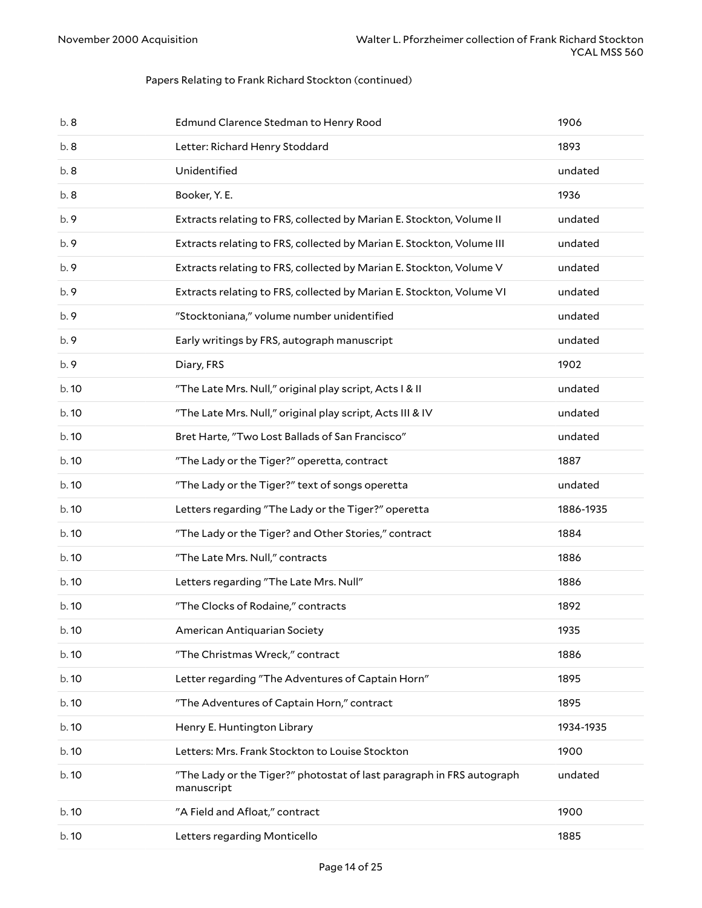Papers Relating to Frank Richard Stockton (continued)

| | | |
|---|---|---|
| b. 8 | Edmund Clarence Stedman to Henry Rood | 1906 |
| b. 8 | Letter: Richard Henry Stoddard | 1893 |
| b. 8 | Unidentified | undated |
| b. 8 | Booker, Y. E. | 1936 |
| b. 9 | Extracts relating to FRS, collected by Marian E. Stockton, Volume II | undated |
| b. 9 | Extracts relating to FRS, collected by Marian E. Stockton, Volume III | undated |
| b. 9 | Extracts relating to FRS, collected by Marian E. Stockton, Volume V | undated |
| b. 9 | Extracts relating to FRS, collected by Marian E. Stockton, Volume VI | undated |
| b. 9 | "Stocktoniana," volume number unidentified | undated |
| b. 9 | Early writings by FRS, autograph manuscript | undated |
| b. 9 | Diary, FRS | 1902 |
| b. 10 | "The Late Mrs. Null," original play script, Acts I & II | undated |
| b. 10 | "The Late Mrs. Null," original play script, Acts III & IV | undated |
| b. 10 | Bret Harte, "Two Lost Ballads of San Francisco" | undated |
| b. 10 | "The Lady or the Tiger?" operetta, contract | 1887 |
| b. 10 | "The Lady or the Tiger?" text of songs operetta | undated |
| b. 10 | Letters regarding "The Lady or the Tiger?" operetta | 1886-1935 |
| b. 10 | "The Lady or the Tiger? and Other Stories," contract | 1884 |
| b. 10 | "The Late Mrs. Null," contracts | 1886 |
| b. 10 | Letters regarding "The Late Mrs. Null" | 1886 |
| b. 10 | "The Clocks of Rodaine," contracts | 1892 |
| b. 10 | American Antiquarian Society | 1935 |
| b. 10 | "The Christmas Wreck," contract | 1886 |
| b. 10 | Letter regarding "The Adventures of Captain Horn" | 1895 |
| b. 10 | "The Adventures of Captain Horn," contract | 1895 |
| b. 10 | Henry E. Huntington Library | 1934-1935 |
| b. 10 | Letters: Mrs. Frank Stockton to Louise Stockton | 1900 |
| b. 10 | "The Lady or the Tiger?" photostat of last paragraph in FRS autograph manuscript | undated |
| b. 10 | "A Field and Afloat," contract | 1900 |
| b. 10 | Letters regarding Monticello | 1885 |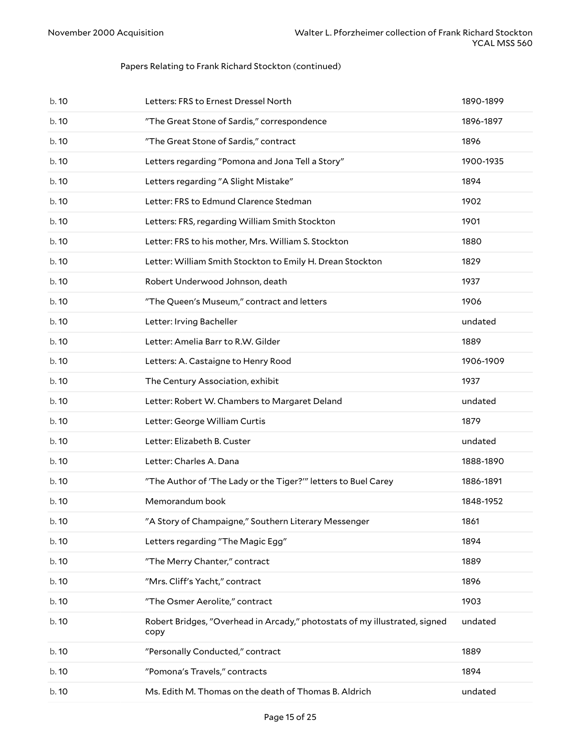Papers Relating to Frank Richard Stockton (continued)

| | | |
|---|---|---|
| b. 10 | Letters: FRS to Ernest Dressel North | 1890-1899 |
| b. 10 | "The Great Stone of Sardis," correspondence | 1896-1897 |
| b. 10 | "The Great Stone of Sardis," contract | 1896 |
| b. 10 | Letters regarding "Pomona and Jona Tell a Story" | 1900-1935 |
| b. 10 | Letters regarding "A Slight Mistake" | 1894 |
| b. 10 | Letter: FRS to Edmund Clarence Stedman | 1902 |
| b. 10 | Letters: FRS, regarding William Smith Stockton | 1901 |
| b. 10 | Letter: FRS to his mother, Mrs. William S. Stockton | 1880 |
| b. 10 | Letter: William Smith Stockton to Emily H. Drean Stockton | 1829 |
| b. 10 | Robert Underwood Johnson, death | 1937 |
| b. 10 | "The Queen's Museum," contract and letters | 1906 |
| b. 10 | Letter: Irving Bacheller | undated |
| b. 10 | Letter: Amelia Barr to R.W. Gilder | 1889 |
| b. 10 | Letters: A. Castaigne to Henry Rood | 1906-1909 |
| b. 10 | The Century Association, exhibit | 1937 |
| b. 10 | Letter: Robert W. Chambers to Margaret Deland | undated |
| b. 10 | Letter: George William Curtis | 1879 |
| b. 10 | Letter: Elizabeth B. Custer | undated |
| b. 10 | Letter: Charles A. Dana | 1888-1890 |
| b. 10 | "The Author of 'The Lady or the Tiger?'" letters to Buel Carey | 1886-1891 |
| b. 10 | Memorandum book | 1848-1952 |
| b. 10 | "A Story of Champaigne," Southern Literary Messenger | 1861 |
| b. 10 | Letters regarding "The Magic Egg" | 1894 |
| b. 10 | "The Merry Chanter," contract | 1889 |
| b. 10 | "Mrs. Cliff's Yacht," contract | 1896 |
| b. 10 | "The Osmer Aerolite," contract | 1903 |
| b. 10 | Robert Bridges, "Overhead in Arcady," photostats of my illustrated, signed copy | undated |
| b. 10 | "Personally Conducted," contract | 1889 |
| b. 10 | "Pomona's Travels," contracts | 1894 |
| b. 10 | Ms. Edith M. Thomas on the death of Thomas B. Aldrich | undated |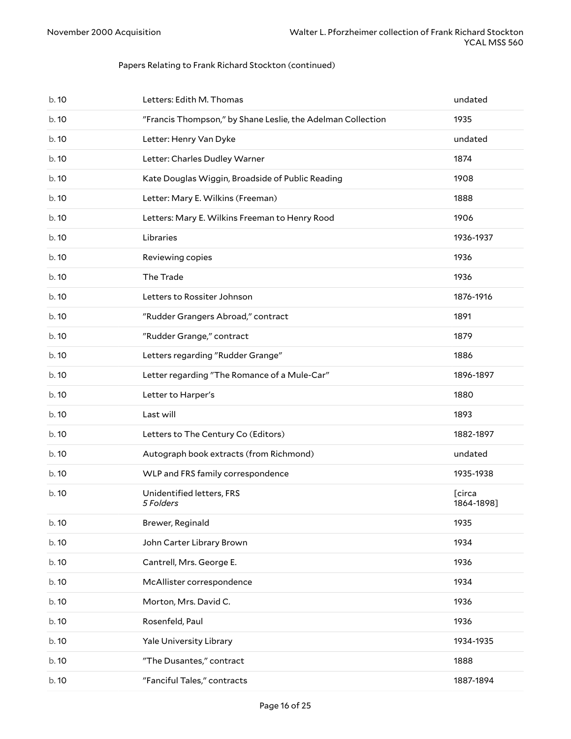Papers Relating to Frank Richard Stockton (continued)

| | | |
|---|---|---|
| b. 10 | Letters: Edith M. Thomas | undated |
| b. 10 | "Francis Thompson," by Shane Leslie, the Adelman Collection | 1935 |
| b. 10 | Letter: Henry Van Dyke | undated |
| b. 10 | Letter: Charles Dudley Warner | 1874 |
| b. 10 | Kate Douglas Wiggin, Broadside of Public Reading | 1908 |
| b. 10 | Letter: Mary E. Wilkins (Freeman) | 1888 |
| b. 10 | Letters: Mary E. Wilkins Freeman to Henry Rood | 1906 |
| b. 10 | Libraries | 1936-1937 |
| b. 10 | Reviewing copies | 1936 |
| b. 10 | The Trade | 1936 |
| b. 10 | Letters to Rossiter Johnson | 1876-1916 |
| b. 10 | "Rudder Grangers Abroad," contract | 1891 |
| b. 10 | "Rudder Grange," contract | 1879 |
| b. 10 | Letters regarding "Rudder Grange" | 1886 |
| b. 10 | Letter regarding "The Romance of a Mule-Car" | 1896-1897 |
| b. 10 | Letter to Harper's | 1880 |
| b. 10 | Last will | 1893 |
| b. 10 | Letters to The Century Co (Editors) | 1882-1897 |
| b. 10 | Autograph book extracts (from Richmond) | undated |
| b. 10 | WLP and FRS family correspondence | 1935-1938 |
| b. 10 | Unidentified letters, FRS *5 Folders* | [circa 1864-1898] |
| b. 10 | Brewer, Reginald | 1935 |
| b. 10 | John Carter Library Brown | 1934 |
| b. 10 | Cantrell, Mrs. George E. | 1936 |
| b. 10 | McAllister correspondence | 1934 |
| b. 10 | Morton, Mrs. David C. | 1936 |
| b. 10 | Rosenfeld, Paul | 1936 |
| b. 10 | Yale University Library | 1934-1935 |
| b. 10 | "The Dusantes," contract | 1888 |
| b. 10 | "Fanciful Tales," contracts | 1887-1894 |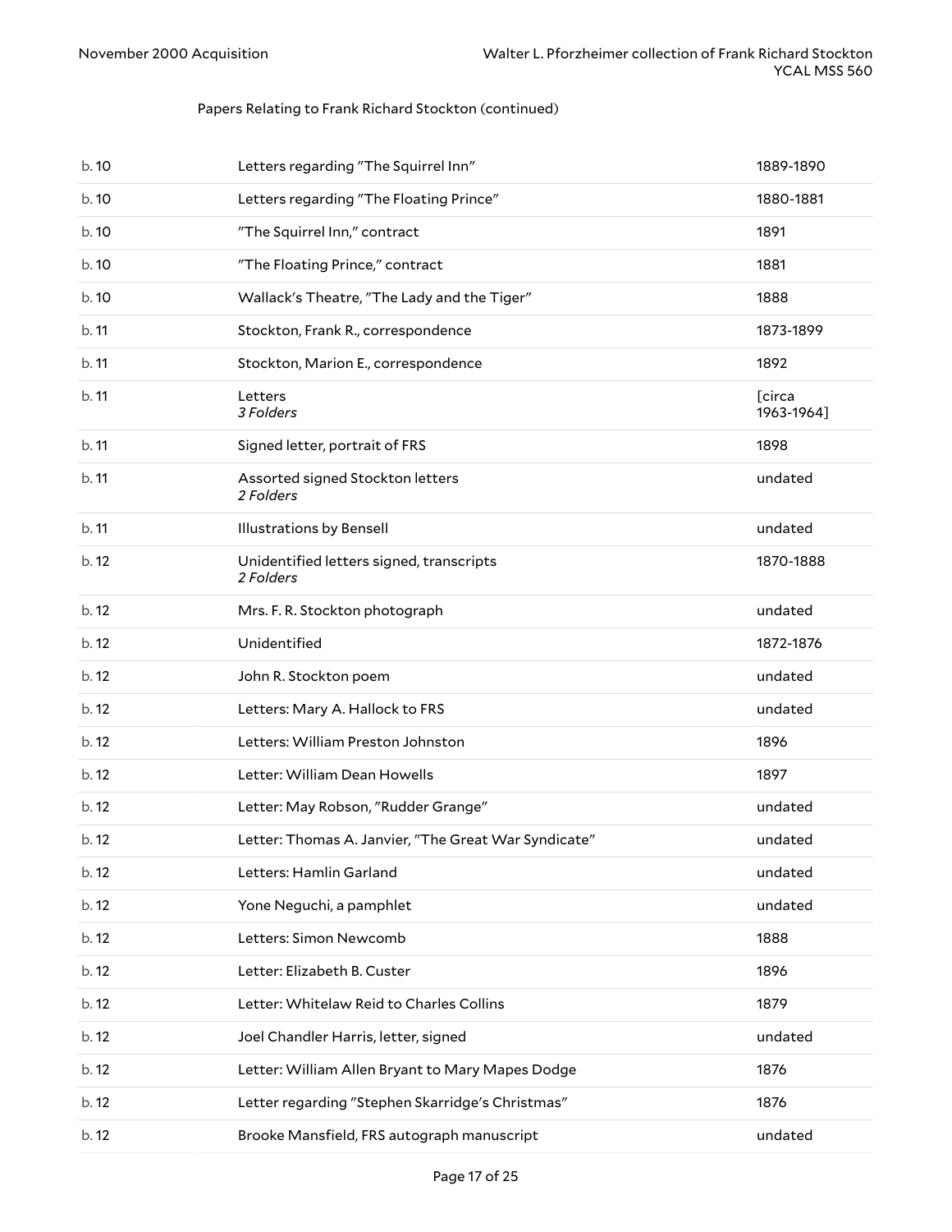Papers Relating to Frank Richard Stockton (continued)

| | | |
|---|---|---|
| b. 10 | Letters regarding "The Squirrel Inn" | 1889-1890 |
| b. 10 | Letters regarding "The Floating Prince" | 1880-1881 |
| b. 10 | "The Squirrel Inn," contract | 1891 |
| b. 10 | "The Floating Prince," contract | 1881 |
| b. 10 | Wallack's Theatre, "The Lady and the Tiger" | 1888 |
| b. 11 | Stockton, Frank R., correspondence | 1873-1899 |
| b. 11 | Stockton, Marion E., correspondence | 1892 |
| b. 11 | Letters *3 Folders* | [circa 1963-1964] |
| b. 11 | Signed letter, portrait of FRS | 1898 |
| b. 11 | Assorted signed Stockton letters *2 Folders* | undated |
| b. 11 | Illustrations by Bensell | undated |
| b. 12 | Unidentified letters signed, transcripts *2 Folders* | 1870-1888 |
| b. 12 | Mrs. F. R. Stockton photograph | undated |
| b. 12 | Unidentified | 1872-1876 |
| b. 12 | John R. Stockton poem | undated |
| b. 12 | Letters: Mary A. Hallock to FRS | undated |
| b. 12 | Letters: William Preston Johnston | 1896 |
| b. 12 | Letter: William Dean Howells | 1897 |
| b. 12 | Letter: May Robson, "Rudder Grange" | undated |
| b. 12 | Letter: Thomas A. Janvier, "The Great War Syndicate" | undated |
| b. 12 | Letters: Hamlin Garland | undated |
| b. 12 | Yone Neguchi, a pamphlet | undated |
| b. 12 | Letters: Simon Newcomb | 1888 |
| b. 12 | Letter: Elizabeth B. Custer | 1896 |
| b. 12 | Letter: Whitelaw Reid to Charles Collins | 1879 |
| b. 12 | Joel Chandler Harris, letter, signed | undated |
| b. 12 | Letter: William Allen Bryant to Mary Mapes Dodge | 1876 |
| b. 12 | Letter regarding "Stephen Skarridge's Christmas" | 1876 |
| b. 12 | Brooke Mansfield, FRS autograph manuscript | undated |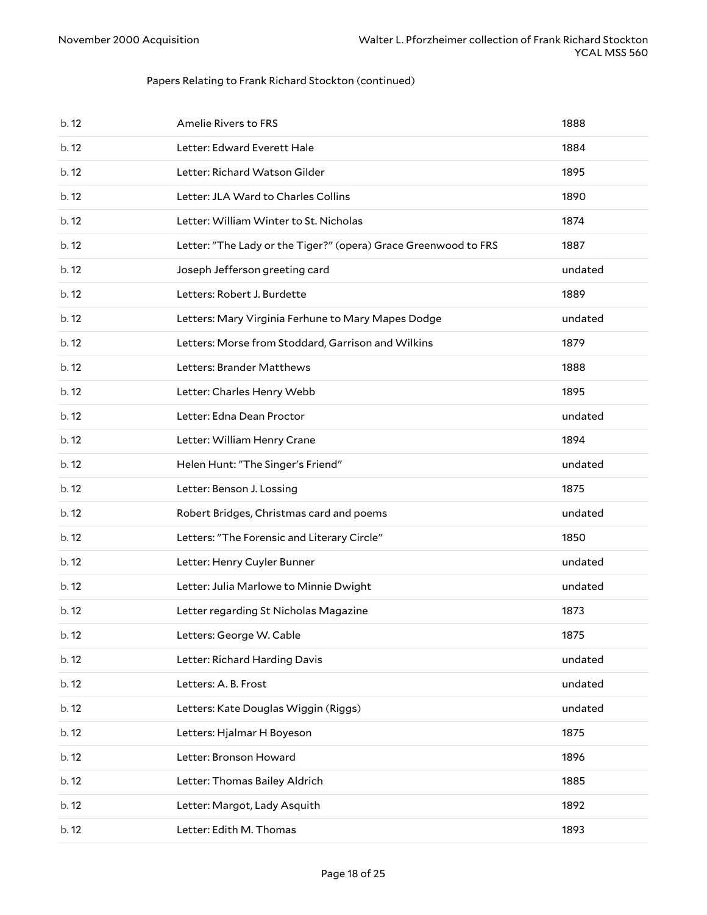Papers Relating to Frank Richard Stockton (continued)

| | | |
|---|---|---|
| b. 12 | Amelie Rivers to FRS | 1888 |
| b. 12 | Letter: Edward Everett Hale | 1884 |
| b. 12 | Letter: Richard Watson Gilder | 1895 |
| b. 12 | Letter: JLA Ward to Charles Collins | 1890 |
| b. 12 | Letter: William Winter to St. Nicholas | 1874 |
| b. 12 | Letter: "The Lady or the Tiger?" (opera) Grace Greenwood to FRS | 1887 |
| b. 12 | Joseph Jefferson greeting card | undated |
| b. 12 | Letters: Robert J. Burdette | 1889 |
| b. 12 | Letters: Mary Virginia Ferhune to Mary Mapes Dodge | undated |
| b. 12 | Letters: Morse from Stoddard, Garrison and Wilkins | 1879 |
| b. 12 | Letters: Brander Matthews | 1888 |
| b. 12 | Letter: Charles Henry Webb | 1895 |
| b. 12 | Letter: Edna Dean Proctor | undated |
| b. 12 | Letter: William Henry Crane | 1894 |
| b. 12 | Helen Hunt: "The Singer's Friend" | undated |
| b. 12 | Letter: Benson J. Lossing | 1875 |
| b. 12 | Robert Bridges, Christmas card and poems | undated |
| b. 12 | Letters: "The Forensic and Literary Circle" | 1850 |
| b. 12 | Letter: Henry Cuyler Bunner | undated |
| b. 12 | Letter: Julia Marlowe to Minnie Dwight | undated |
| b. 12 | Letter regarding St Nicholas Magazine | 1873 |
| b. 12 | Letters: George W. Cable | 1875 |
| b. 12 | Letter: Richard Harding Davis | undated |
| b. 12 | Letters: A. B. Frost | undated |
| b. 12 | Letters: Kate Douglas Wiggin (Riggs) | undated |
| b. 12 | Letters: Hjalmar H Boyeson | 1875 |
| b. 12 | Letter: Bronson Howard | 1896 |
| b. 12 | Letter: Thomas Bailey Aldrich | 1885 |
| b. 12 | Letter: Margot, Lady Asquith | 1892 |
| b. 12 | Letter: Edith M. Thomas | 1893 |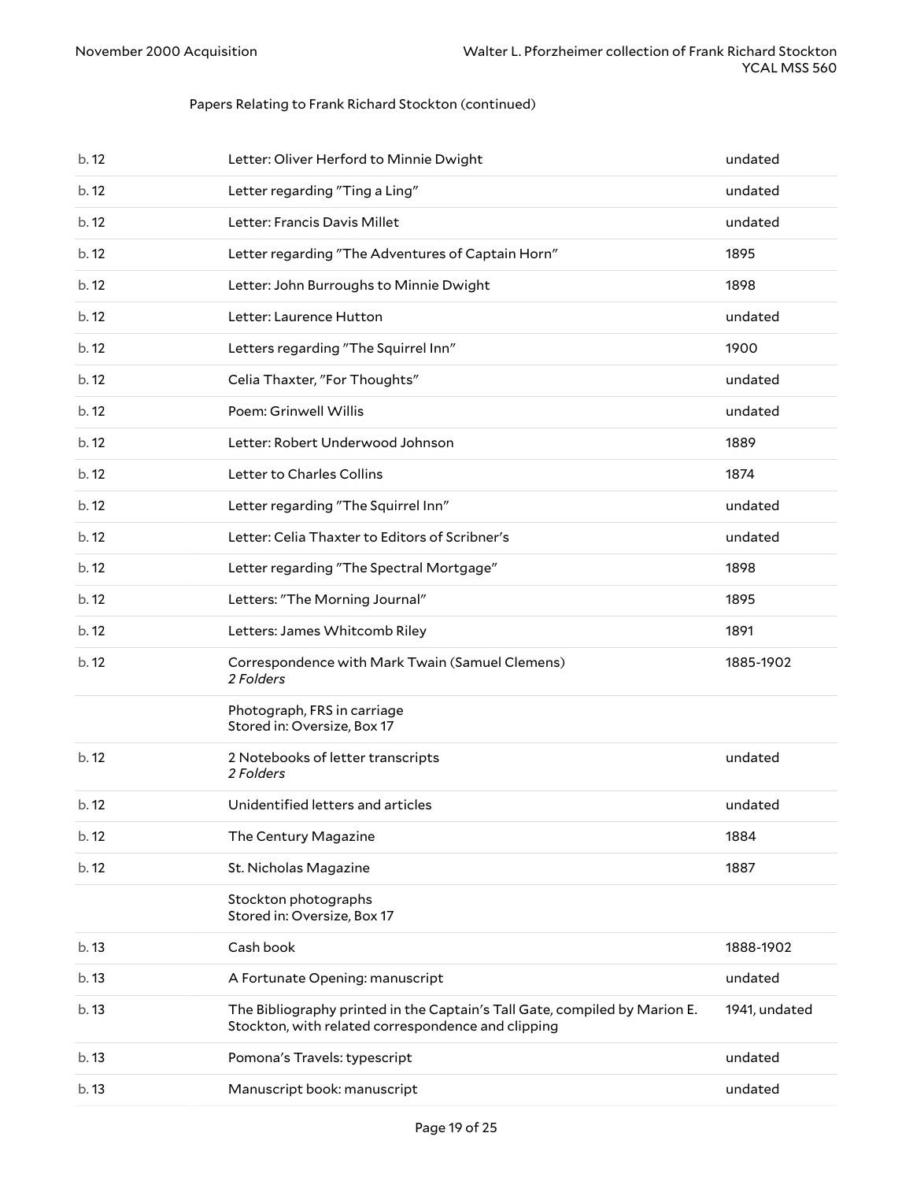Papers Relating to Frank Richard Stockton (continued)

| | | |
|---|---|---|
| b. 12 | Letter: Oliver Herford to Minnie Dwight | undated |
| b. 12 | Letter regarding "Ting a Ling" | undated |
| b. 12 | Letter: Francis Davis Millet | undated |
| b. 12 | Letter regarding "The Adventures of Captain Horn" | 1895 |
| b. 12 | Letter: John Burroughs to Minnie Dwight | 1898 |
| b. 12 | Letter: Laurence Hutton | undated |
| b. 12 | Letters regarding "The Squirrel Inn" | 1900 |
| b. 12 | Celia Thaxter, "For Thoughts" | undated |
| b. 12 | Poem: Grinwell Willis | undated |
| b. 12 | Letter: Robert Underwood Johnson | 1889 |
| b. 12 | Letter to Charles Collins | 1874 |
| b. 12 | Letter regarding "The Squirrel Inn" | undated |
| b. 12 | Letter: Celia Thaxter to Editors of Scribner's | undated |
| b. 12 | Letter regarding "The Spectral Mortgage" | 1898 |
| b. 12 | Letters: "The Morning Journal" | 1895 |
| b. 12 | Letters: James Whitcomb Riley | 1891 |
| b. 12 | Correspondence with Mark Twain (Samuel Clemens) *2 Folders* | 1885-1902 |
| | Photograph, FRS in carriage Stored in: Oversize, Box 17 | |
| b. 12 | 2 Notebooks of letter transcripts *2 Folders* | undated |
| b. 12 | Unidentified letters and articles | undated |
| b. 12 | The Century Magazine | 1884 |
| b. 12 | St. Nicholas Magazine | 1887 |
| | Stockton photographs Stored in: Oversize, Box 17 | |
| b. 13 | Cash book | 1888-1902 |
| b. 13 | A Fortunate Opening: manuscript | undated |
| b. 13 | The Bibliography printed in the Captain's Tall Gate, compiled by Marion E. Stockton, with related correspondence and clipping | 1941, undated |
| b. 13 | Pomona's Travels: typescript | undated |
| b. 13 | Manuscript book: manuscript | undated |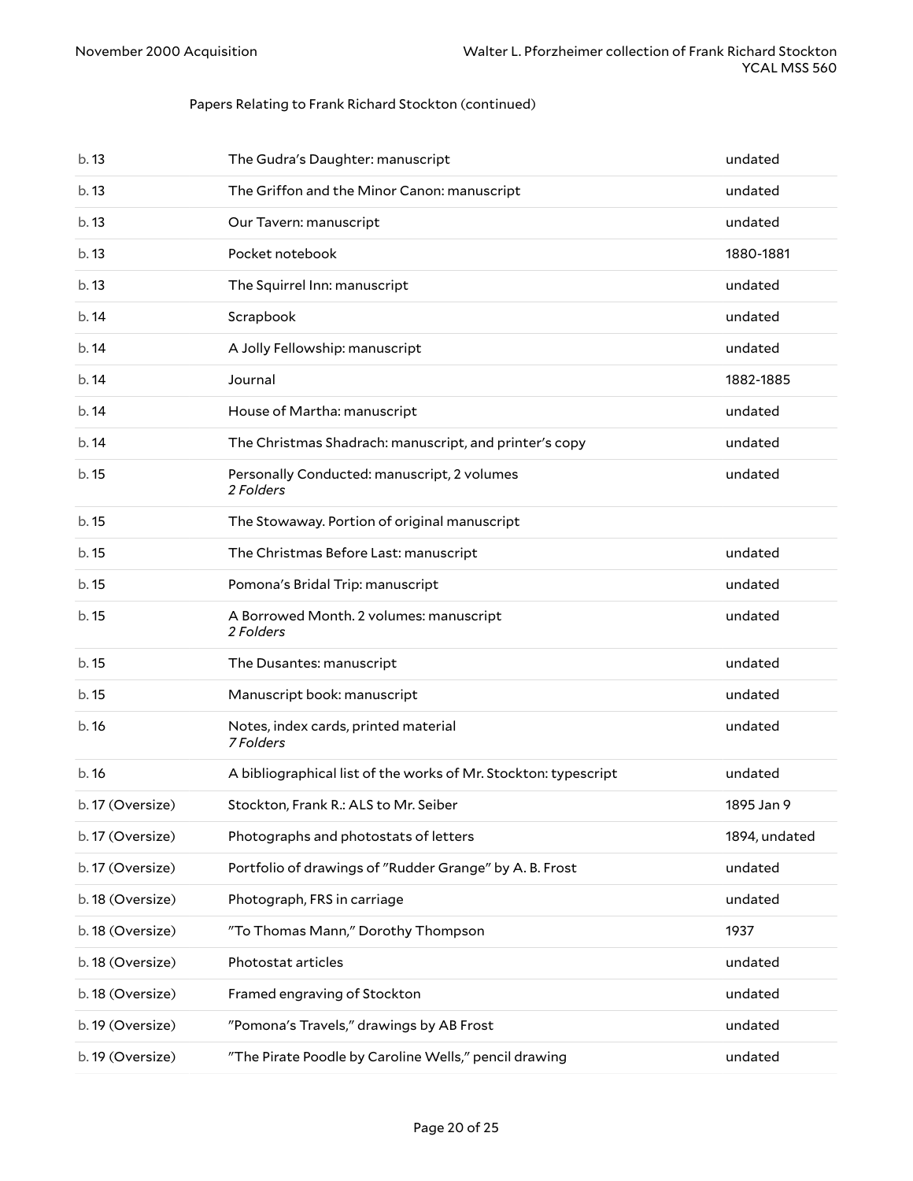Papers Relating to Frank Richard Stockton (continued)

| | | |
|---|---|---|
| b. 13 | The Gudra's Daughter: manuscript | undated |
| b. 13 | The Griffon and the Minor Canon: manuscript | undated |
| b. 13 | Our Tavern: manuscript | undated |
| b. 13 | Pocket notebook | 1880-1881 |
| b. 13 | The Squirrel Inn: manuscript | undated |
| b. 14 | Scrapbook | undated |
| b. 14 | A Jolly Fellowship: manuscript | undated |
| b. 14 | Journal | 1882-1885 |
| b. 14 | House of Martha: manuscript | undated |
| b. 14 | The Christmas Shadrach: manuscript, and printer's copy | undated |
| b. 15 | Personally Conducted: manuscript, 2 volumes *2 Folders* | undated |
| b. 15 | The Stowaway. Portion of original manuscript | |
| b. 15 | The Christmas Before Last: manuscript | undated |
| b. 15 | Pomona's Bridal Trip: manuscript | undated |
| b. 15 | A Borrowed Month. 2 volumes: manuscript *2 Folders* | undated |
| b. 15 | The Dusantes: manuscript | undated |
| b. 15 | Manuscript book: manuscript | undated |
| b. 16 | Notes, index cards, printed material *7 Folders* | undated |
| b. 16 | A bibliographical list of the works of Mr. Stockton: typescript | undated |
| b. 17 (Oversize) | Stockton, Frank R.: ALS to Mr. Seiber | 1895 Jan 9 |
| b. 17 (Oversize) | Photographs and photostats of letters | 1894, undated |
| b. 17 (Oversize) | Portfolio of drawings of "Rudder Grange" by A. B. Frost | undated |
| b. 18 (Oversize) | Photograph, FRS in carriage | undated |
| b. 18 (Oversize) | "To Thomas Mann," Dorothy Thompson | 1937 |
| b. 18 (Oversize) | Photostat articles | undated |
| b. 18 (Oversize) | Framed engraving of Stockton | undated |
| b. 19 (Oversize) | "Pomona's Travels," drawings by AB Frost | undated |
| b. 19 (Oversize) | "The Pirate Poodle by Caroline Wells," pencil drawing | undated |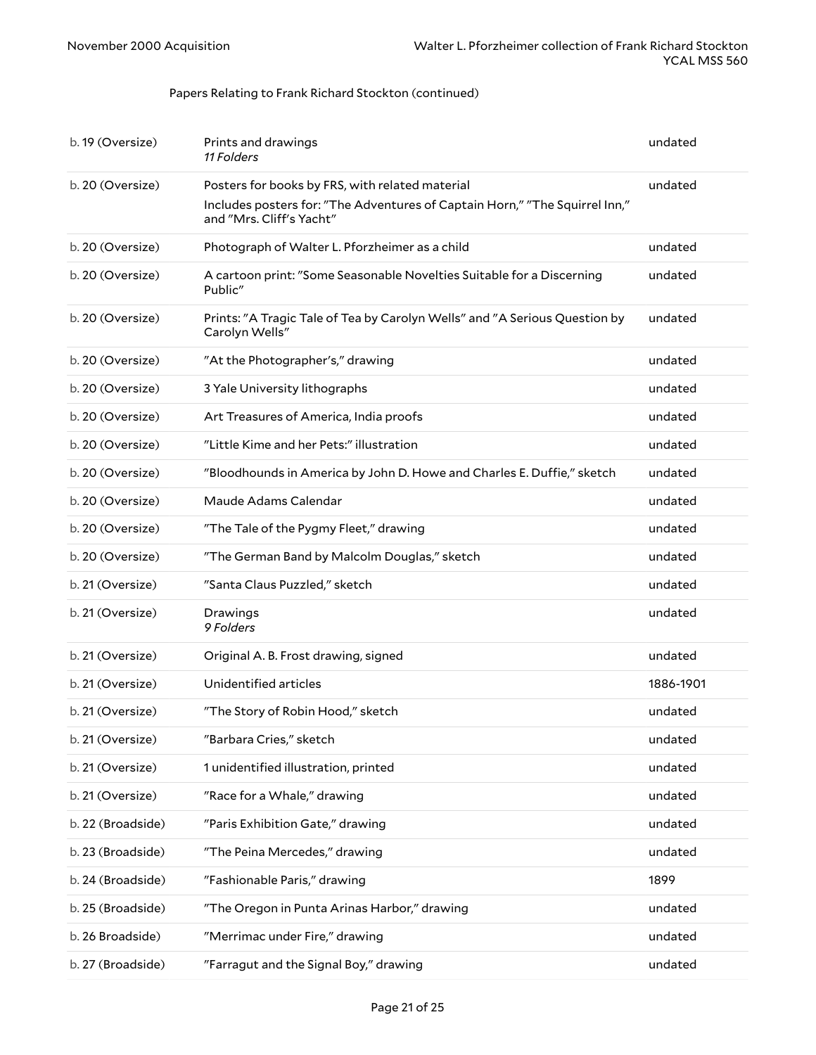Papers Relating to Frank Richard Stockton (continued)

| | | |
|---|---|---|
| b. 19 (Oversize) | Prints and drawings<br>*11 Folders* | undated |
| b. 20 (Oversize) | Posters for books by FRS, with related material<br>Includes posters for: "The Adventures of Captain Horn," "The Squirrel Inn," and "Mrs. Cliff's Yacht" | undated |
| b. 20 (Oversize) | Photograph of Walter L. Pforzheimer as a child | undated |
| b. 20 (Oversize) | A cartoon print: "Some Seasonable Novelties Suitable for a Discerning Public" | undated |
| b. 20 (Oversize) | Prints: "A Tragic Tale of Tea by Carolyn Wells" and "A Serious Question by Carolyn Wells" | undated |
| b. 20 (Oversize) | "At the Photographer's," drawing | undated |
| b. 20 (Oversize) | 3 Yale University lithographs | undated |
| b. 20 (Oversize) | Art Treasures of America, India proofs | undated |
| b. 20 (Oversize) | "Little Kime and her Pets:" illustration | undated |
| b. 20 (Oversize) | "Bloodhounds in America by John D. Howe and Charles E. Duffie," sketch | undated |
| b. 20 (Oversize) | Maude Adams Calendar | undated |
| b. 20 (Oversize) | "The Tale of the Pygmy Fleet," drawing | undated |
| b. 20 (Oversize) | "The German Band by Malcolm Douglas," sketch | undated |
| b. 21 (Oversize) | "Santa Claus Puzzled," sketch | undated |
| b. 21 (Oversize) | Drawings<br>*9 Folders* | undated |
| b. 21 (Oversize) | Original A. B. Frost drawing, signed | undated |
| b. 21 (Oversize) | Unidentified articles | 1886-1901 |
| b. 21 (Oversize) | "The Story of Robin Hood," sketch | undated |
| b. 21 (Oversize) | "Barbara Cries," sketch | undated |
| b. 21 (Oversize) | 1 unidentified illustration, printed | undated |
| b. 21 (Oversize) | "Race for a Whale," drawing | undated |
| b. 22 (Broadside) | "Paris Exhibition Gate," drawing | undated |
| b. 23 (Broadside) | "The Peina Mercedes," drawing | undated |
| b. 24 (Broadside) | "Fashionable Paris," drawing | 1899 |
| b. 25 (Broadside) | "The Oregon in Punta Arinas Harbor," drawing | undated |
| b. 26 Broadside) | "Merrimac under Fire," drawing | undated |
| b. 27 (Broadside) | "Farragut and the Signal Boy," drawing | undated |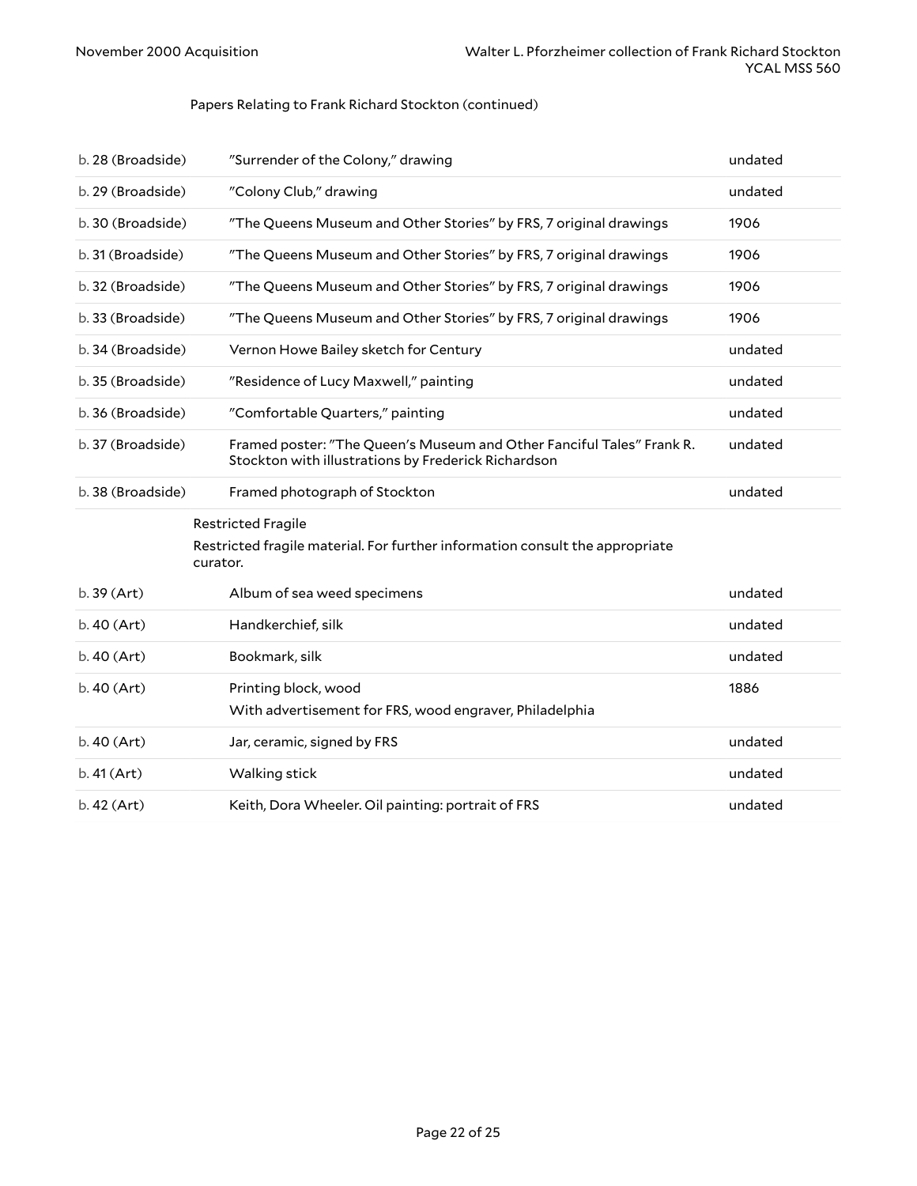Papers Relating to Frank Richard Stockton (continued)

| | | |
|---|---|---|
| b. 28 (Broadside) | "Surrender of the Colony," drawing | undated |
| b. 29 (Broadside) | "Colony Club," drawing | undated |
| b. 30 (Broadside) | "The Queens Museum and Other Stories" by FRS, 7 original drawings | 1906 |
| b. 31 (Broadside) | "The Queens Museum and Other Stories" by FRS, 7 original drawings | 1906 |
| b. 32 (Broadside) | "The Queens Museum and Other Stories" by FRS, 7 original drawings | 1906 |
| b. 33 (Broadside) | "The Queens Museum and Other Stories" by FRS, 7 original drawings | 1906 |
| b. 34 (Broadside) | Vernon Howe Bailey sketch for Century | undated |
| b. 35 (Broadside) | "Residence of Lucy Maxwell," painting | undated |
| b. 36 (Broadside) | "Comfortable Quarters," painting | undated |
| b. 37 (Broadside) | Framed poster: "The Queen's Museum and Other Fanciful Tales" Frank R. Stockton with illustrations by Frederick Richardson | undated |
| b. 38 (Broadside) | Framed photograph of Stockton | undated |

Restricted Fragile

Restricted fragile material. For further information consult the appropriate curator.

| | | |
|---|---|---|
| b. 39 (Art) | Album of sea weed specimens | undated |
| b. 40 (Art) | Handkerchief, silk | undated |
| b. 40 (Art) | Bookmark, silk | undated |
| b. 40 (Art) | Printing block, wood<br>With advertisement for FRS, wood engraver, Philadelphia | 1886 |
| b. 40 (Art) | Jar, ceramic, signed by FRS | undated |
| b. 41 (Art) | Walking stick | undated |
| b. 42 (Art) | Keith, Dora Wheeler. Oil painting: portrait of FRS | undated |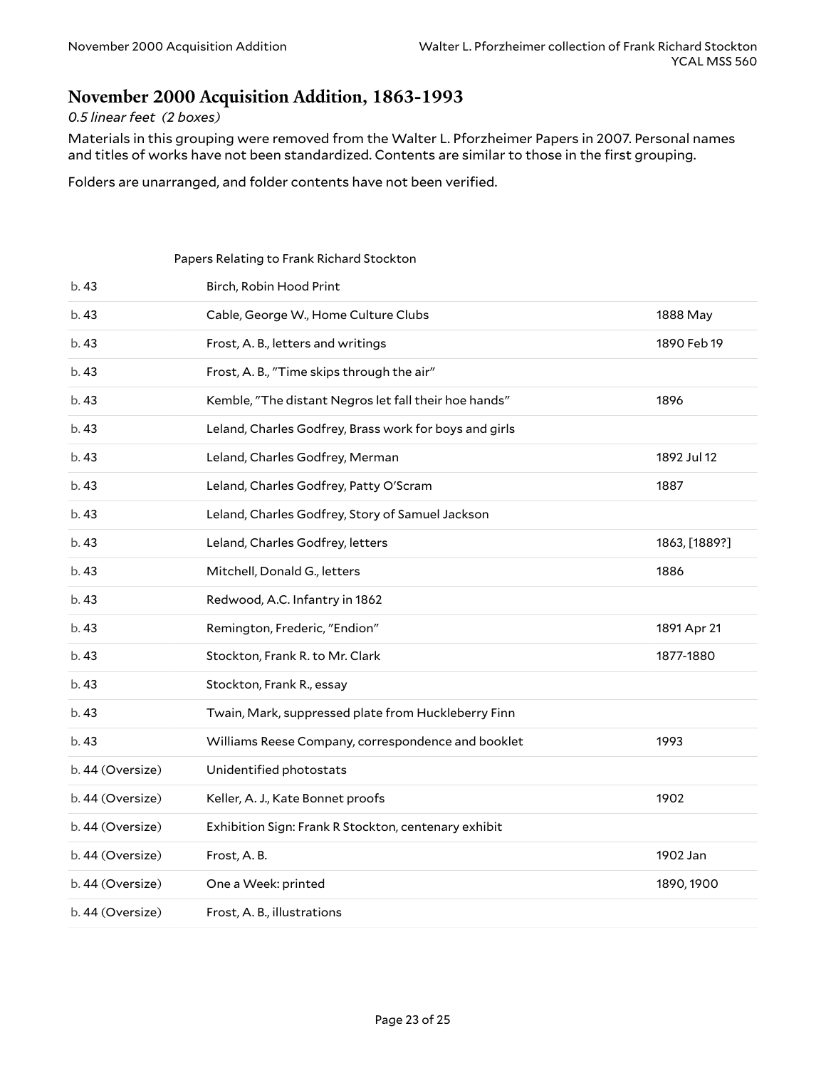## November 2000 Acquisition Addition, 1863-1993

*0.5 linear feet (2 boxes)*

Materials in this grouping were removed from the Walter L. Pforzheimer Papers in 2007. Personal names and titles of works have not been standardized. Contents are similar to those in the first grouping.

Folders are unarranged, and folder contents have not been verified.

| | Papers Relating to Frank Richard Stockton | |
|---|---|---|
| b. 43 | Birch, Robin Hood Print | |
| b. 43 | Cable, George W., Home Culture Clubs | 1888 May |
| b. 43 | Frost, A. B., letters and writings | 1890 Feb 19 |
| b. 43 | Frost, A. B., "Time skips through the air" | |
| b. 43 | Kemble, "The distant Negros let fall their hoe hands" | 1896 |
| b. 43 | Leland, Charles Godfrey, Brass work for boys and girls | |
| b. 43 | Leland, Charles Godfrey, Merman | 1892 Jul 12 |
| b. 43 | Leland, Charles Godfrey, Patty O'Scram | 1887 |
| b. 43 | Leland, Charles Godfrey, Story of Samuel Jackson | |
| b. 43 | Leland, Charles Godfrey, letters | 1863, [1889?] |
| b. 43 | Mitchell, Donald G., letters | 1886 |
| b. 43 | Redwood, A.C. Infantry in 1862 | |
| b. 43 | Remington, Frederic, "Endion" | 1891 Apr 21 |
| b. 43 | Stockton, Frank R. to Mr. Clark | 1877-1880 |
| b. 43 | Stockton, Frank R., essay | |
| b. 43 | Twain, Mark, suppressed plate from Huckleberry Finn | |
| b. 43 | Williams Reese Company, correspondence and booklet | 1993 |
| b. 44 (Oversize) | Unidentified photostats | |
| b. 44 (Oversize) | Keller, A. J., Kate Bonnet proofs | 1902 |
| b. 44 (Oversize) | Exhibition Sign: Frank R Stockton, centenary exhibit | |
| b. 44 (Oversize) | Frost, A. B. | 1902 Jan |
| b. 44 (Oversize) | One a Week: printed | 1890, 1900 |
| b. 44 (Oversize) | Frost, A. B., illustrations | |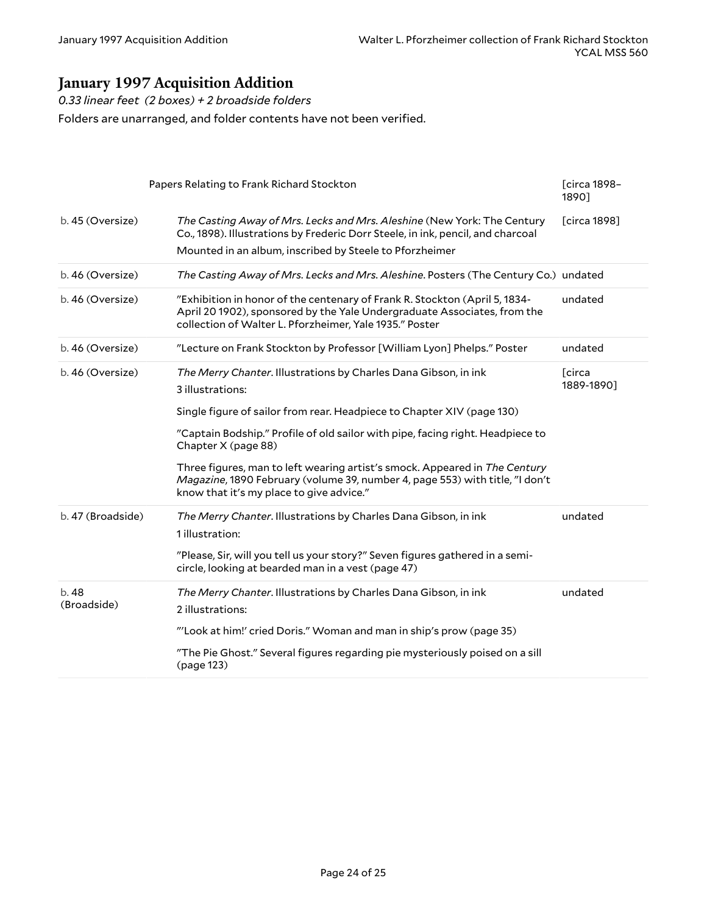## January 1997 Acquisition Addition

*0.33 linear feet (2 boxes) + 2 broadside folders*

Folders are unarranged, and folder contents have not been verified.

| | | |
|---|---|---|
| | Papers Relating to Frank Richard Stockton | [circa 1898–1890] |
| b. 45 (Oversize) | *The Casting Away of Mrs. Lecks and Mrs. Aleshine* (New York: The Century Co., 1898). Illustrations by Frederic Dorr Steele, in ink, pencil, and charcoal<br>Mounted in an album, inscribed by Steele to Pforzheimer | [circa 1898] |
| b. 46 (Oversize) | *The Casting Away of Mrs. Lecks and Mrs. Aleshine*. Posters (The Century Co.) | undated |
| b. 46 (Oversize) | "Exhibition in honor of the centenary of Frank R. Stockton (April 5, 1834-April 20 1902), sponsored by the Yale Undergraduate Associates, from the collection of Walter L. Pforzheimer, Yale 1935." Poster | undated |
| b. 46 (Oversize) | "Lecture on Frank Stockton by Professor [William Lyon] Phelps." Poster | undated |
| b. 46 (Oversize) | *The Merry Chanter*. Illustrations by Charles Dana Gibson, in ink<br>3 illustrations:<br>Single figure of sailor from rear. Headpiece to Chapter XIV (page 130)<br>"Captain Bodship." Profile of old sailor with pipe, facing right. Headpiece to Chapter X (page 88)<br>Three figures, man to left wearing artist's smock. Appeared in *The Century Magazine*, 1890 February (volume 39, number 4, page 553) with title, "I don't know that it's my place to give advice." | [circa 1889-1890] |
| b. 47 (Broadside) | *The Merry Chanter*. Illustrations by Charles Dana Gibson, in ink<br>1 illustration:<br>"Please, Sir, will you tell us your story?" Seven figures gathered in a semi-circle, looking at bearded man in a vest (page 47) | undated |
| b. 48 (Broadside) | *The Merry Chanter*. Illustrations by Charles Dana Gibson, in ink<br>2 illustrations:<br>"'Look at him!' cried Doris." Woman and man in ship's prow (page 35)<br>"The Pie Ghost." Several figures regarding pie mysteriously poised on a sill (page 123) | undated |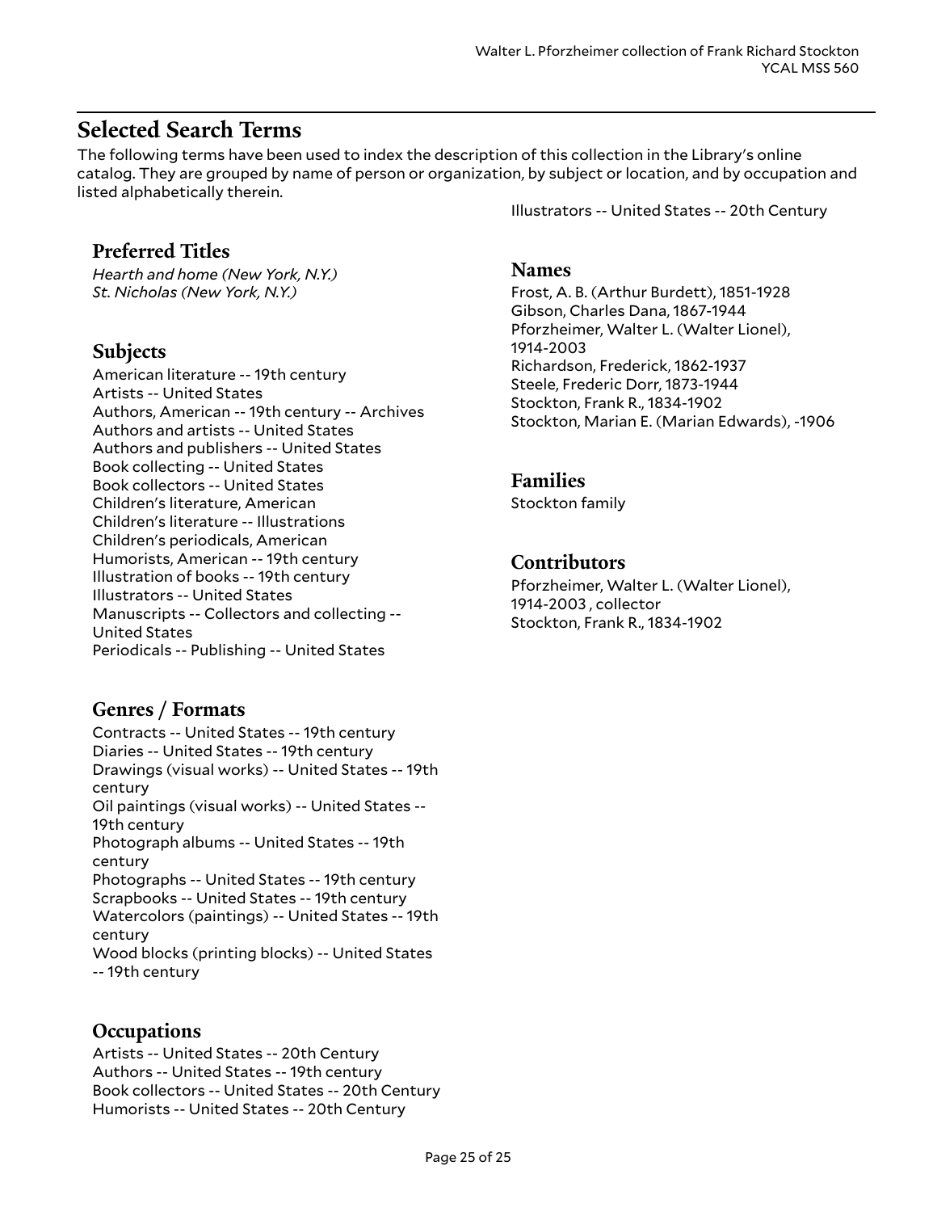## Selected Search Terms

The following terms have been used to index the description of this collection in the Library's online catalog. They are grouped by name of person or organization, by subject or location, and by occupation and listed alphabetically therein.

### Preferred Titles

*Hearth and home (New York, N.Y.)*
*St. Nicholas (New York, N.Y.)*

### Subjects

American literature -- 19th century
Artists -- United States
Authors, American -- 19th century -- Archives
Authors and artists -- United States
Authors and publishers -- United States
Book collecting -- United States
Book collectors -- United States
Children's literature, American
Children's literature -- Illustrations
Children's periodicals, American
Humorists, American -- 19th century
Illustration of books -- 19th century
Illustrators -- United States
Manuscripts -- Collectors and collecting -- United States
Periodicals -- Publishing -- United States

### Genres / Formats

Contracts -- United States -- 19th century
Diaries -- United States -- 19th century
Drawings (visual works) -- United States -- 19th century
Oil paintings (visual works) -- United States -- 19th century
Photograph albums -- United States -- 19th century
Photographs -- United States -- 19th century
Scrapbooks -- United States -- 19th century
Watercolors (paintings) -- United States -- 19th century
Wood blocks (printing blocks) -- United States -- 19th century

### Occupations

Artists -- United States -- 20th Century
Authors -- United States -- 19th century
Book collectors -- United States -- 20th Century
Humorists -- United States -- 20th Century
Illustrators -- United States -- 20th Century

### Names

Frost, A. B. (Arthur Burdett), 1851-1928
Gibson, Charles Dana, 1867-1944
Pforzheimer, Walter L. (Walter Lionel), 1914-2003
Richardson, Frederick, 1862-1937
Steele, Frederic Dorr, 1873-1944
Stockton, Frank R., 1834-1902
Stockton, Marian E. (Marian Edwards), -1906

### Families

Stockton family

### Contributors

Pforzheimer, Walter L. (Walter Lionel), 1914-2003 , collector
Stockton, Frank R., 1834-1902